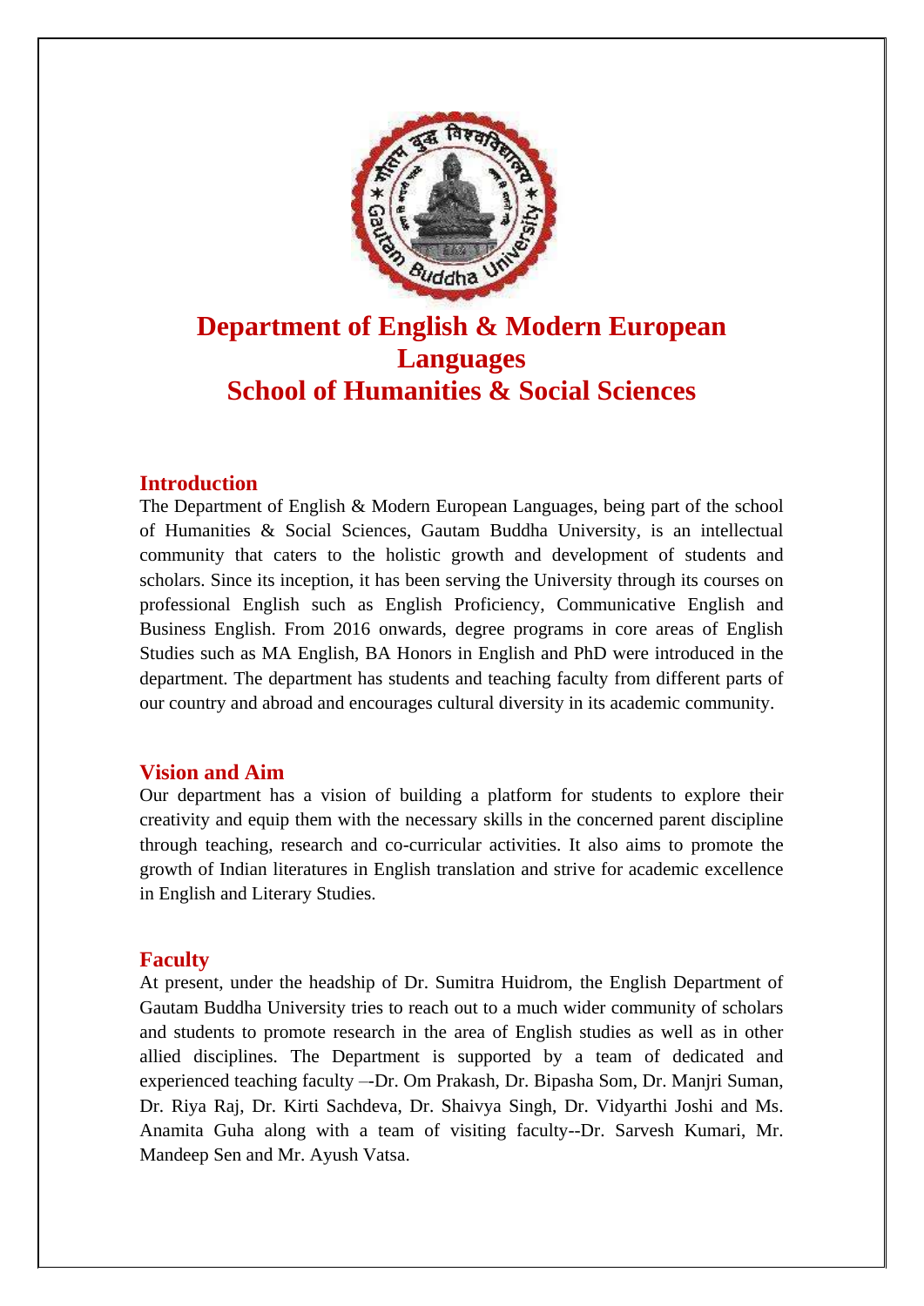# Department of English & Modern European Languages
# School of Humanities & Social Sciences

## Introduction

The Department of English & Modern European Languages, being part of the school of Humanities & Social Sciences, Gautam Buddha University, is an intellectual community that caters to the holistic growth and development of students and scholars. Since its inception, it has been serving the University through its courses on professional English such as English Proficiency, Communicative English and Business English. From 2016 onwards, degree programs in core areas of English Studies such as MA English, BA Honors in English and PhD were introduced in the department. The department has students and teaching faculty from different parts of our country and abroad and encourages cultural diversity in its academic community.

## Vision and Aim

Our department has a vision of building a platform for students to explore their creativity and equip them with the necessary skills in the concerned parent discipline through teaching, research and co-curricular activities. It also aims to promote the growth of Indian literatures in English translation and strive for academic excellence in English and Literary Studies.

## Faculty

At present, under the headship of Dr. Sumitra Huidrom, the English Department of Gautam Buddha University tries to reach out to a much wider community of scholars and students to promote research in the area of English studies as well as in other allied disciplines. The Department is supported by a team of dedicated and experienced teaching faculty –-Dr. Om Prakash, Dr. Bipasha Som, Dr. Manjri Suman, Dr. Riya Raj, Dr. Kirti Sachdeva, Dr. Shaivya Singh, Dr. Vidyarthi Joshi and Ms. Anamita Guha along with a team of visiting faculty--Dr. Sarvesh Kumari, Mr. Mandeep Sen and Mr. Ayush Vatsa.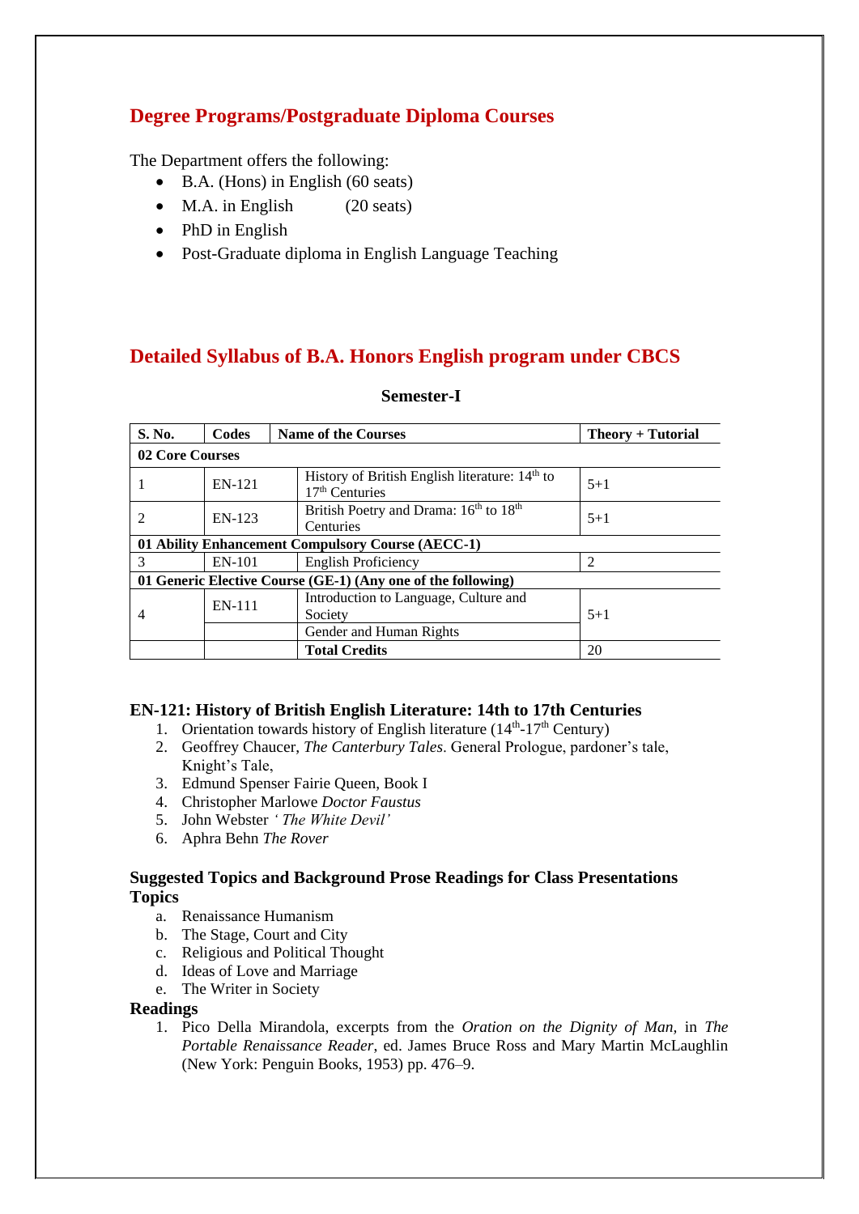## Degree Programs/Postgraduate Diploma Courses

The Department offers the following:

- B.A. (Hons) in English (60 seats)
- M.A. in English (20 seats)
- PhD in English
- Post-Graduate diploma in English Language Teaching

## Detailed Syllabus of B.A. Honors English program under CBCS

### Semester-I

| S. No. | Codes | Name of the Courses | Theory + Tutorial |
|---|---|---|---|
| **02 Core Courses** | | | |
| 1 | EN-121 | History of British English literature: 14th to 17th Centuries | 5+1 |
| 2 | EN-123 | British Poetry and Drama: 16th to 18th Centuries | 5+1 |
| **01 Ability Enhancement Compulsory Course (AECC-1)** | | | |
| 3 | EN-101 | English Proficiency | 2 |
| **01 Generic Elective Course (GE-1) (Any one of the following)** | | | |
| 4 | EN-111 | Introduction to Language, Culture and Society | 5+1 |
| | | Gender and Human Rights | |
| | | **Total Credits** | 20 |

### EN-121: History of British English Literature: 14th to 17th Centuries

1. Orientation towards history of English literature (14th-17th Century)
2. Geoffrey Chaucer, *The Canterbury Tales*. General Prologue, pardoner's tale, Knight's Tale,
3. Edmund Spenser Fairie Queen, Book I
4. Christopher Marlowe *Doctor Faustus*
5. John Webster *' The White Devil'*
6. Aphra Behn *The Rover*

### Suggested Topics and Background Prose Readings for Class Presentations

**Topics**

a. Renaissance Humanism
b. The Stage, Court and City
c. Religious and Political Thought
d. Ideas of Love and Marriage
e. The Writer in Society

**Readings**

1. Pico Della Mirandola, excerpts from the *Oration on the Dignity of Man*, in *The Portable Renaissance Reader*, ed. James Bruce Ross and Mary Martin McLaughlin (New York: Penguin Books, 1953) pp. 476–9.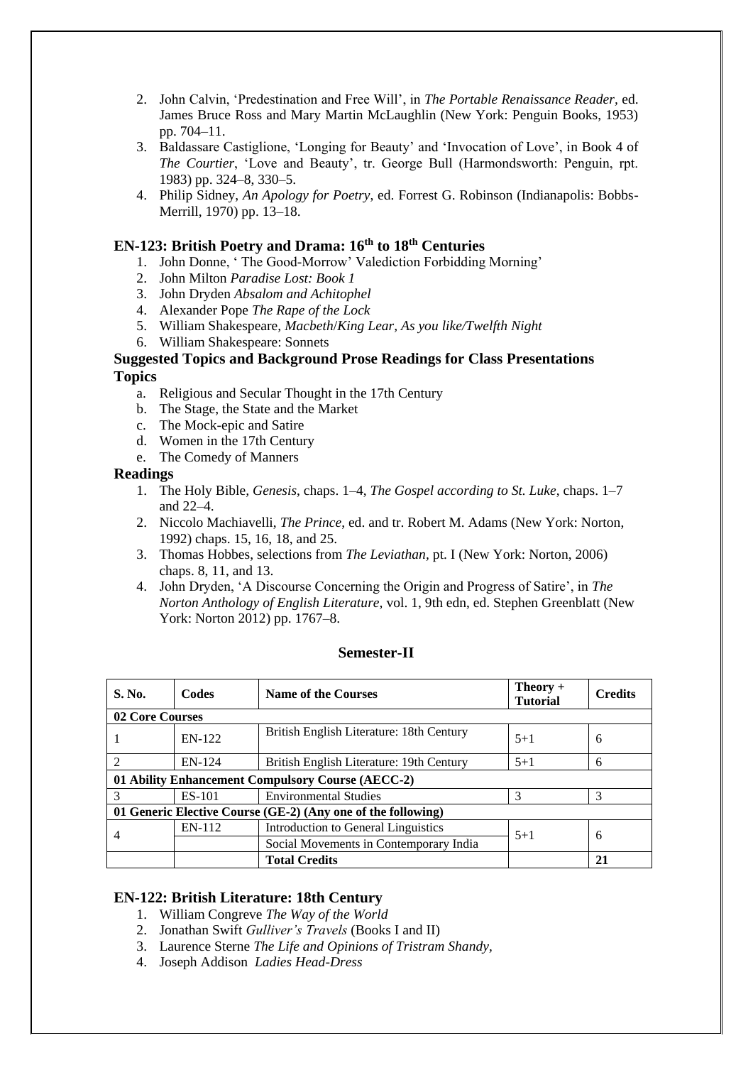2. John Calvin, 'Predestination and Free Will', in *The Portable Renaissance Reader,* ed. James Bruce Ross and Mary Martin McLaughlin (New York: Penguin Books, 1953) pp. 704–11.
3. Baldassare Castiglione, 'Longing for Beauty' and 'Invocation of Love', in Book 4 of *The Courtier*, 'Love and Beauty', tr. George Bull (Harmondsworth: Penguin, rpt. 1983) pp. 324–8, 330–5.
4. Philip Sidney, *An Apology for Poetry*, ed. Forrest G. Robinson (Indianapolis: Bobbs-Merrill, 1970) pp. 13–18.

### EN-123: British Poetry and Drama: 16th to 18th Centuries

1. John Donne, ' The Good-Morrow' Valediction Forbidding Morning'
2. John Milton *Paradise Lost: Book 1*
3. John Dryden *Absalom and Achitophel*
4. Alexander Pope *The Rape of the Lock*
5. William Shakespeare, *Macbeth*/*King Lear, As you like/Twelfth Night*
6. William Shakespeare: Sonnets

### Suggested Topics and Background Prose Readings for Class Presentations

**Topics**

a. Religious and Secular Thought in the 17th Century
b. The Stage, the State and the Market
c. The Mock-epic and Satire
d. Women in the 17th Century
e. The Comedy of Manners

**Readings**

1. The Holy Bible, *Genesis*, chaps. 1–4, *The Gospel according to St. Luke*, chaps. 1–7 and 22–4.
2. Niccolo Machiavelli, *The Prince*, ed. and tr. Robert M. Adams (New York: Norton, 1992) chaps. 15, 16, 18, and 25.
3. Thomas Hobbes, selections from *The Leviathan*, pt. I (New York: Norton, 2006) chaps. 8, 11, and 13.
4. John Dryden, 'A Discourse Concerning the Origin and Progress of Satire', in *The Norton Anthology of English Literature*, vol. 1, 9th edn, ed. Stephen Greenblatt (New York: Norton 2012) pp. 1767–8.

## Semester-II

| S. No. | Codes | Name of the Courses | Theory + Tutorial | Credits |
|---|---|---|---|---|
| **02 Core Courses** | | | | |
| 1 | EN-122 | British English Literature: 18th Century | 5+1 | 6 |
| 2 | EN-124 | British English Literature: 19th Century | 5+1 | 6 |
| **01 Ability Enhancement Compulsory Course (AECC-2)** | | | | |
| 3 | ES-101 | Environmental Studies | 3 | 3 |
| **01 Generic Elective Course (GE-2) (Any one of the following)** | | | | |
| 4 | EN-112 | Introduction to General Linguistics | 5+1 | 6 |
| | | Social Movements in Contemporary India | | |
| | | **Total Credits** | | **21** |

### EN-122: British Literature: 18th Century

1. William Congreve *The Way of the World*
2. Jonathan Swift *Gulliver's Travels* (Books I and II)
3. Laurence Sterne *The Life and Opinions of Tristram Shandy,*
4. Joseph Addison *Ladies Head-Dress*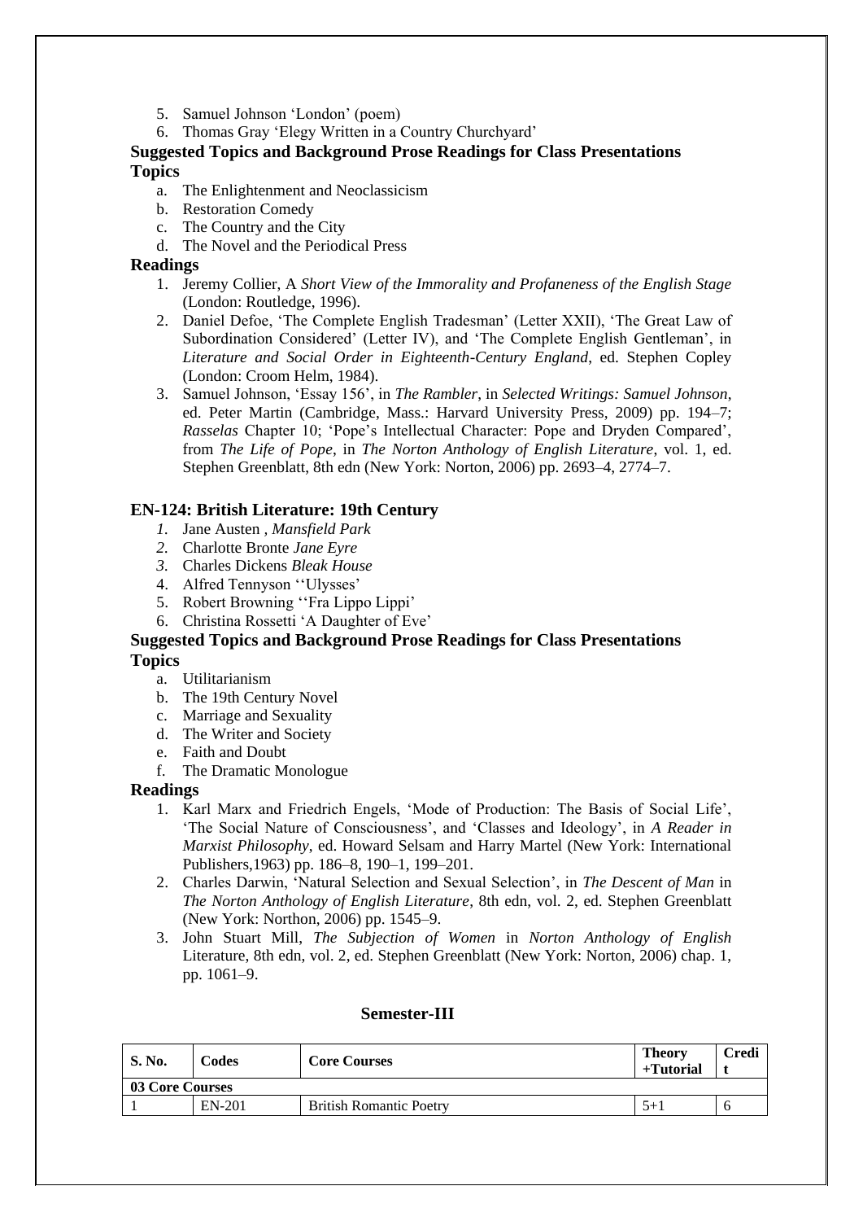5. Samuel Johnson 'London' (poem)
6. Thomas Gray 'Elegy Written in a Country Churchyard'

**Suggested Topics and Background Prose Readings for Class Presentations**

**Topics**

a. The Enlightenment and Neoclassicism
b. Restoration Comedy
c. The Country and the City
d. The Novel and the Periodical Press

**Readings**

1. Jeremy Collier, A *Short View of the Immorality and Profaneness of the English Stage* (London: Routledge, 1996).
2. Daniel Defoe, 'The Complete English Tradesman' (Letter XXII), 'The Great Law of Subordination Considered' (Letter IV), and 'The Complete English Gentleman', in *Literature and Social Order in Eighteenth-Century England*, ed. Stephen Copley (London: Croom Helm, 1984).
3. Samuel Johnson, 'Essay 156', in *The Rambler*, in *Selected Writings: Samuel Johnson*, ed. Peter Martin (Cambridge, Mass.: Harvard University Press, 2009) pp. 194–7; *Rasselas* Chapter 10; 'Pope's Intellectual Character: Pope and Dryden Compared', from *The Life of Pope*, in *The Norton Anthology of English Literature*, vol. 1, ed. Stephen Greenblatt, 8th edn (New York: Norton, 2006) pp. 2693–4, 2774–7.

**EN-124: British Literature: 19th Century**

1. Jane Austen , *Mansfield Park*
2. Charlotte Bronte *Jane Eyre*
3. Charles Dickens *Bleak House*
4. Alfred Tennyson ''Ulysses'
5. Robert Browning ''Fra Lippo Lippi'
6. Christina Rossetti 'A Daughter of Eve'

**Suggested Topics and Background Prose Readings for Class Presentations**

**Topics**

a. Utilitarianism
b. The 19th Century Novel
c. Marriage and Sexuality
d. The Writer and Society
e. Faith and Doubt
f. The Dramatic Monologue

**Readings**

1. Karl Marx and Friedrich Engels, 'Mode of Production: The Basis of Social Life', 'The Social Nature of Consciousness', and 'Classes and Ideology', in *A Reader in Marxist Philosophy*, ed. Howard Selsam and Harry Martel (New York: International Publishers,1963) pp. 186–8, 190–1, 199–201.
2. Charles Darwin, 'Natural Selection and Sexual Selection', in *The Descent of Man* in *The Norton Anthology of English Literature*, 8th edn, vol. 2, ed. Stephen Greenblatt (New York: Northon, 2006) pp. 1545–9.
3. John Stuart Mill, *The Subjection of Women* in *Norton Anthology of English* Literature, 8th edn, vol. 2, ed. Stephen Greenblatt (New York: Norton, 2006) chap. 1, pp. 1061–9.

**Semester-III**

| S. No. | Codes | Core Courses | Theory +Tutorial | Credit |
|---|---|---|---|---|
| **03 Core Courses** | | | | |
| 1 | EN-201 | British Romantic Poetry | 5+1 | 6 |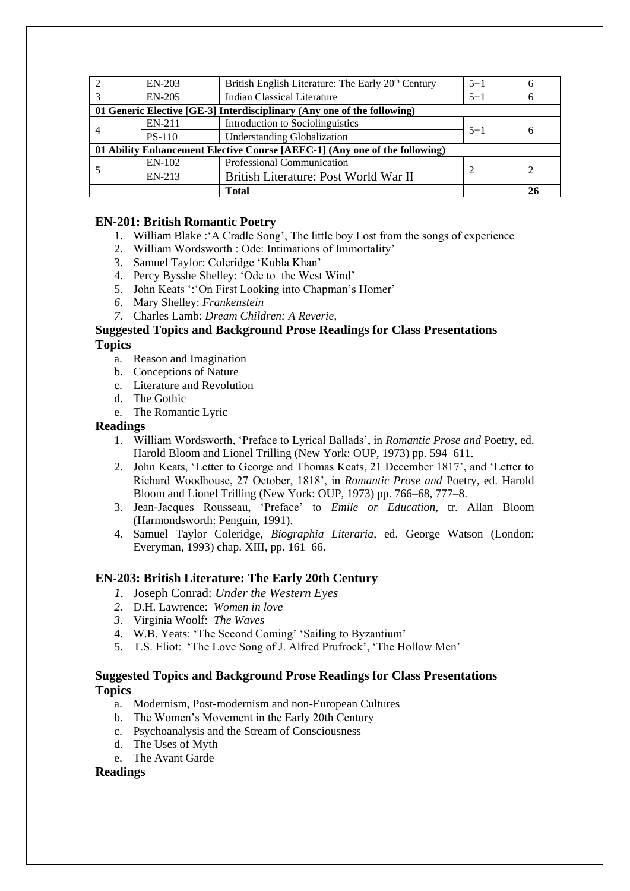| | | | | |
|---|---|---|---|---|
| 2 | EN-203 | British English Literature: The Early 20th Century | 5+1 | 6 |
| 3 | EN-205 | Indian Classical Literature | 5+1 | 6 |
| **01 Generic Elective [GE-3] Interdisciplinary (Any one of the following)** | | | | |
| 4 | EN-211 | Introduction to Sociolinguistics | 5+1 | 6 |
| | PS-110 | Understanding Globalization | | |
| **01 Ability Enhancement Elective Course [AEEC-1] (Any one of the following)** | | | | |
| 5 | EN-102 | Professional Communication | 2 | 2 |
| | EN-213 | British Literature: Post World War II | | |
| | | **Total** | | **26** |

### EN-201: British Romantic Poetry

1. William Blake :'A Cradle Song', The little boy Lost from the songs of experience
2. William Wordsworth : Ode: Intimations of Immortality'
3. Samuel Taylor: Coleridge 'Kubla Khan'
4. Percy Bysshe Shelley: 'Ode to the West Wind'
5. John Keats ':'On First Looking into Chapman's Homer'
6. Mary Shelley: *Frankenstein*
7. Charles Lamb: *Dream Children: A Reverie,*

### Suggested Topics and Background Prose Readings for Class Presentations

### Topics

a. Reason and Imagination
b. Conceptions of Nature
c. Literature and Revolution
d. The Gothic
e. The Romantic Lyric

### Readings

1. William Wordsworth, 'Preface to Lyrical Ballads', in *Romantic Prose and* Poetry, ed. Harold Bloom and Lionel Trilling (New York: OUP, 1973) pp. 594–611.
2. John Keats, 'Letter to George and Thomas Keats, 21 December 1817', and 'Letter to Richard Woodhouse, 27 October, 1818', in *Romantic Prose and* Poetry, ed. Harold Bloom and Lionel Trilling (New York: OUP, 1973) pp. 766–68, 777–8.
3. Jean-Jacques Rousseau, 'Preface' to *Emile or Education,* tr. Allan Bloom (Harmondsworth: Penguin, 1991).
4. Samuel Taylor Coleridge, *Biographia Literaria*, ed. George Watson (London: Everyman, 1993) chap. XIII, pp. 161–66.

### EN-203: British Literature: The Early 20th Century

1. Joseph Conrad: *Under the Western Eyes*
2. D.H. Lawrence: *Women in love*
3. Virginia Woolf: *The Waves*
4. W.B. Yeats: 'The Second Coming' 'Sailing to Byzantium'
5. T.S. Eliot: 'The Love Song of J. Alfred Prufrock', 'The Hollow Men'

### Suggested Topics and Background Prose Readings for Class Presentations

### Topics

a. Modernism, Post-modernism and non-European Cultures
b. The Women's Movement in the Early 20th Century
c. Psychoanalysis and the Stream of Consciousness
d. The Uses of Myth
e. The Avant Garde

### Readings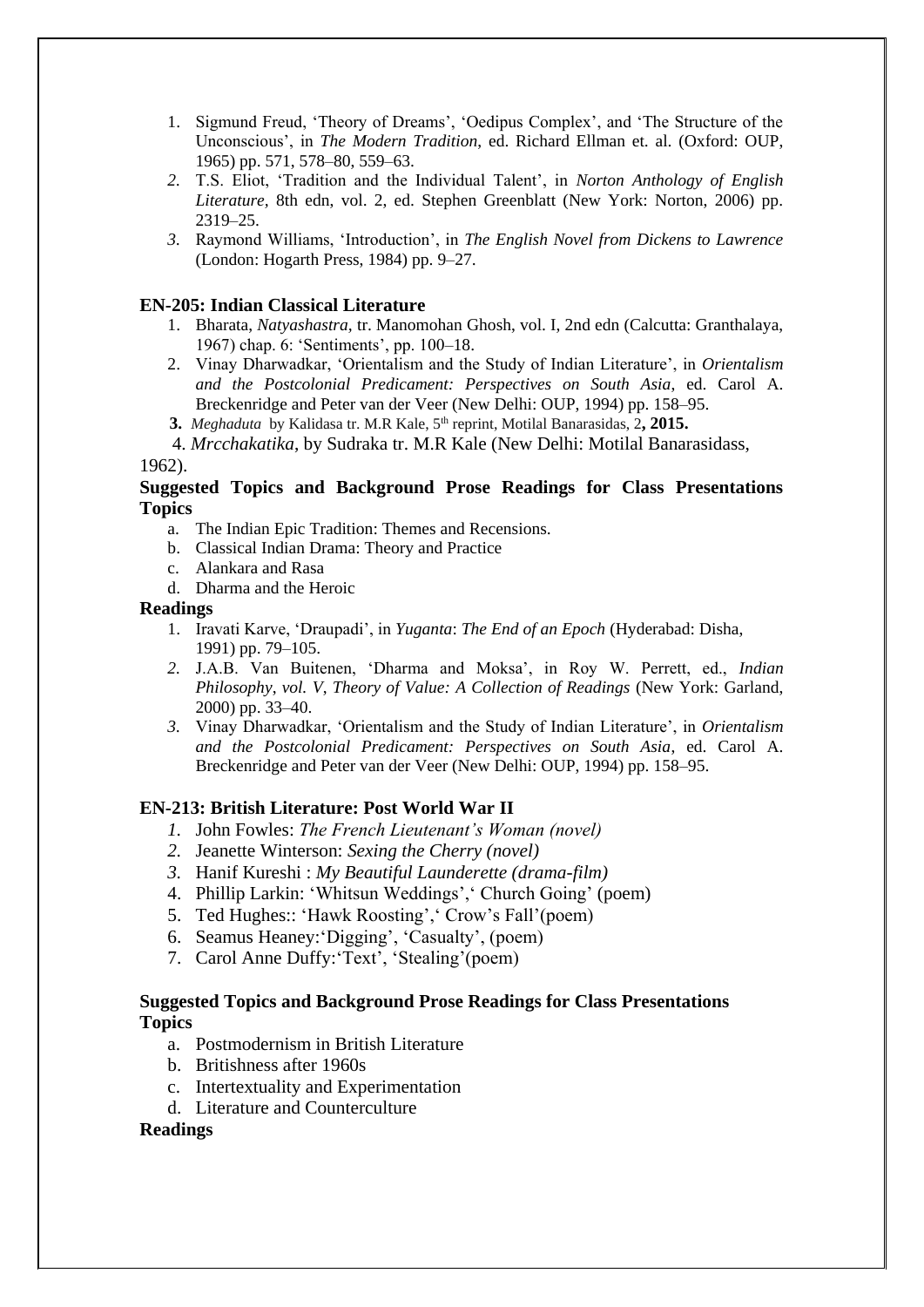1. Sigmund Freud, 'Theory of Dreams', 'Oedipus Complex', and 'The Structure of the Unconscious', in *The Modern Tradition*, ed. Richard Ellman et. al. (Oxford: OUP, 1965) pp. 571, 578–80, 559–63.
2. T.S. Eliot, 'Tradition and the Individual Talent', in *Norton Anthology of English Literature*, 8th edn, vol. 2, ed. Stephen Greenblatt (New York: Norton, 2006) pp. 2319–25.
3. Raymond Williams, 'Introduction', in *The English Novel from Dickens to Lawrence* (London: Hogarth Press, 1984) pp. 9–27.

**EN-205: Indian Classical Literature**

1. Bharata, *Natyashastra*, tr. Manomohan Ghosh, vol. I, 2nd edn (Calcutta: Granthalaya, 1967) chap. 6: 'Sentiments', pp. 100–18.
2. Vinay Dharwadkar, 'Orientalism and the Study of Indian Literature', in *Orientalism and the Postcolonial Predicament: Perspectives on South Asia*, ed. Carol A. Breckenridge and Peter van der Veer (New Delhi: OUP, 1994) pp. 158–95.
3. *Meghaduta* by Kalidasa tr. M.R Kale, 5th reprint, Motilal Banarasidas, 2**, 2015.**
4. *Mrcchakatika*, by Sudraka tr. M.R Kale (New Delhi: Motilal Banarasidass, 1962).

**Suggested Topics and Background Prose Readings for Class Presentations**
**Topics**

a. The Indian Epic Tradition: Themes and Recensions.
b. Classical Indian Drama: Theory and Practice
c. Alankara and Rasa
d. Dharma and the Heroic

**Readings**

1. Iravati Karve, 'Draupadi', in *Yuganta*: *The End of an Epoch* (Hyderabad: Disha, 1991) pp. 79–105.
2. J.A.B. Van Buitenen, 'Dharma and Moksa', in Roy W. Perrett, ed., *Indian Philosophy*, *vol. V*, *Theory of Value: A Collection of Readings* (New York: Garland, 2000) pp. 33–40.
3. Vinay Dharwadkar, 'Orientalism and the Study of Indian Literature', in *Orientalism and the Postcolonial Predicament: Perspectives on South Asia*, ed. Carol A. Breckenridge and Peter van der Veer (New Delhi: OUP, 1994) pp. 158–95.

**EN-213: British Literature: Post World War II**

1. John Fowles: *The French Lieutenant's Woman (novel)*
2. Jeanette Winterson: *Sexing the Cherry (novel)*
3. Hanif Kureshi : *My Beautiful Launderette (drama-film)*
4. Phillip Larkin: 'Whitsun Weddings',' Church Going' (poem)
5. Ted Hughes:: 'Hawk Roosting',' Crow's Fall'(poem)
6. Seamus Heaney:'Digging', 'Casualty', (poem)
7. Carol Anne Duffy:'Text', 'Stealing'(poem)

**Suggested Topics and Background Prose Readings for Class Presentations**
**Topics**

a. Postmodernism in British Literature
b. Britishness after 1960s
c. Intertextuality and Experimentation
d. Literature and Counterculture

**Readings**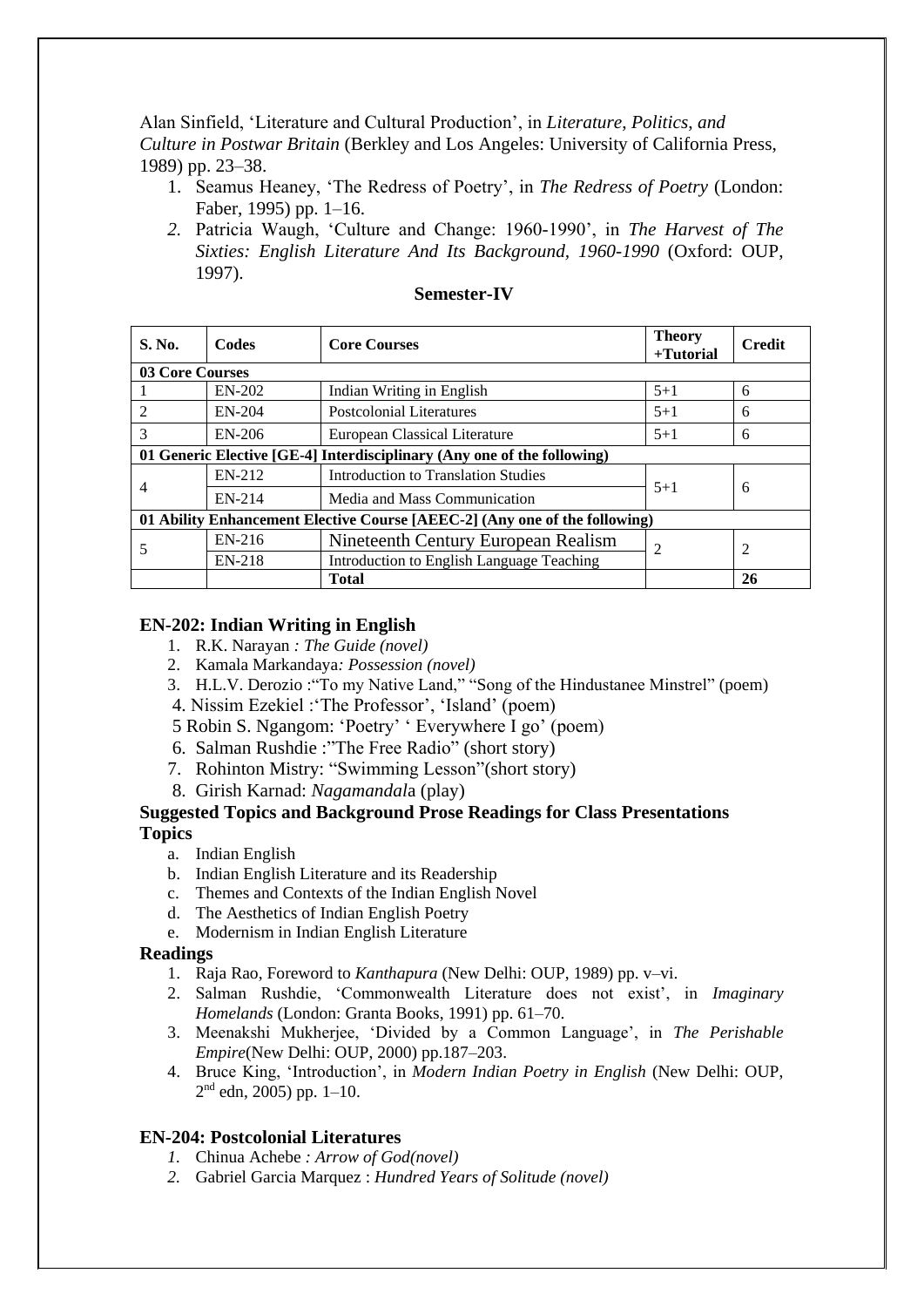Alan Sinfield, 'Literature and Cultural Production', in *Literature, Politics, and Culture in Postwar Britain* (Berkley and Los Angeles: University of California Press, 1989) pp. 23–38.

1. Seamus Heaney, 'The Redress of Poetry', in *The Redress of Poetry* (London: Faber, 1995) pp. 1–16.
2. Patricia Waugh, 'Culture and Change: 1960-1990', in *The Harvest of The Sixties: English Literature And Its Background, 1960-1990* (Oxford: OUP, 1997).

## Semester-IV

| S. No. | Codes | Core Courses | Theory +Tutorial | Credit |
|---|---|---|---|---|
| **03 Core Courses** | | | | |
| 1 | EN-202 | Indian Writing in English | 5+1 | 6 |
| 2 | EN-204 | Postcolonial Literatures | 5+1 | 6 |
| 3 | EN-206 | European Classical Literature | 5+1 | 6 |
| **01 Generic Elective [GE-4] Interdisciplinary (Any one of the following)** | | | | |
| 4 | EN-212 | Introduction to Translation Studies | 5+1 | 6 |
| | EN-214 | Media and Mass Communication | | |
| **01 Ability Enhancement Elective Course [AEEC-2] (Any one of the following)** | | | | |
| 5 | EN-216 | Nineteenth Century European Realism | 2 | 2 |
| | EN-218 | Introduction to English Language Teaching | | |
| | | **Total** | | **26** |

### EN-202: Indian Writing in English

1. R.K. Narayan *: The Guide (novel)*
2. Kamala Markandaya*: Possession (novel)*
3. H.L.V. Derozio :"To my Native Land," "Song of the Hindustanee Minstrel" (poem)
4. Nissim Ezekiel :'The Professor', 'Island' (poem)
5. Robin S. Ngangom: 'Poetry' ' Everywhere I go' (poem)
6. Salman Rushdie :"The Free Radio" (short story)
7. Rohinton Mistry: "Swimming Lesson"(short story)
8. Girish Karnad: *Nagamandal*a (play)

**Suggested Topics and Background Prose Readings for Class Presentations**

**Topics**

a. Indian English
b. Indian English Literature and its Readership
c. Themes and Contexts of the Indian English Novel
d. The Aesthetics of Indian English Poetry
e. Modernism in Indian English Literature

**Readings**

1. Raja Rao, Foreword to *Kanthapura* (New Delhi: OUP, 1989) pp. v–vi.
2. Salman Rushdie, 'Commonwealth Literature does not exist', in *Imaginary Homelands* (London: Granta Books, 1991) pp. 61–70.
3. Meenakshi Mukherjee, 'Divided by a Common Language', in *The Perishable Empire*(New Delhi: OUP, 2000) pp.187–203.
4. Bruce King, 'Introduction', in *Modern Indian Poetry in English* (New Delhi: OUP, 2nd edn, 2005) pp. 1–10.

### EN-204: Postcolonial Literatures

1. Chinua Achebe *: Arrow of God(novel)*
2. Gabriel Garcia Marquez : *Hundred Years of Solitude (novel)*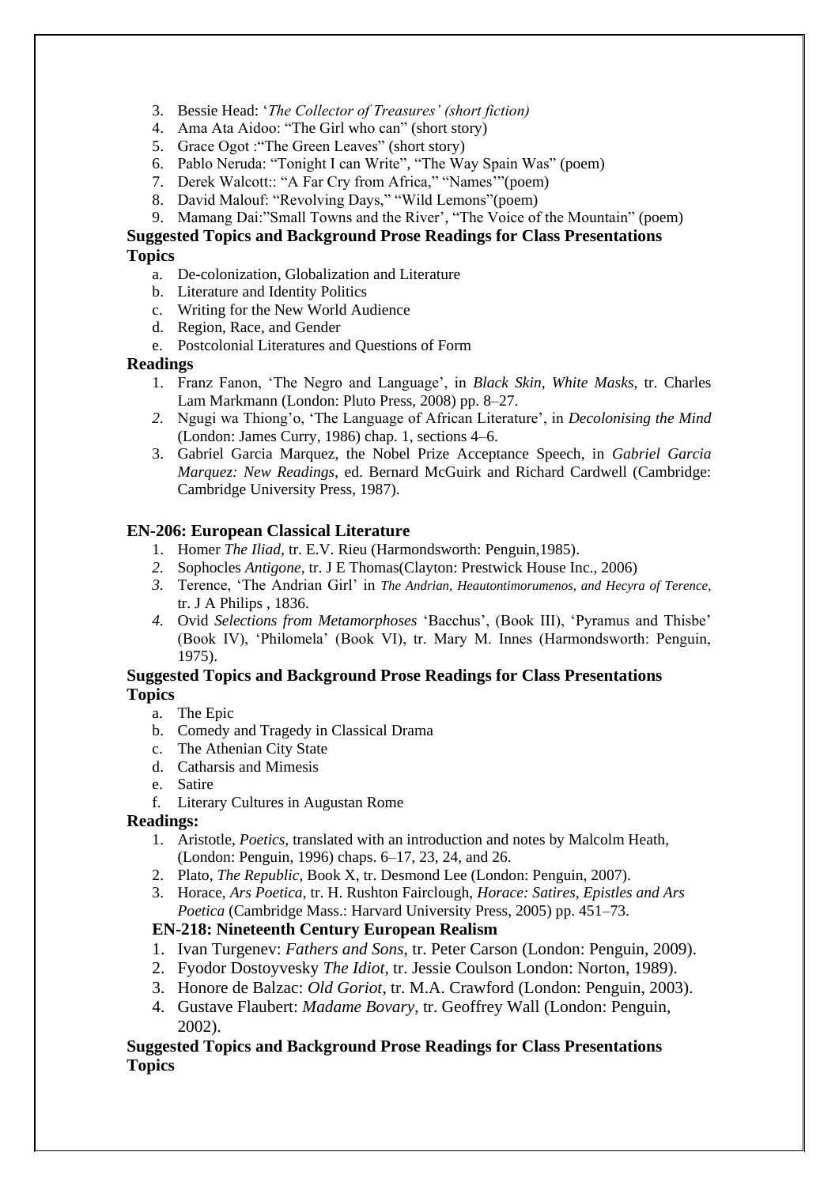3. Bessie Head: '*The Collector of Treasures' (short fiction)*
4. Ama Ata Aidoo: "The Girl who can" (short story)
5. Grace Ogot :"The Green Leaves" (short story)
6. Pablo Neruda: "Tonight I can Write", "The Way Spain Was" (poem)
7. Derek Walcott:: "A Far Cry from Africa," "Names'"(poem)
8. David Malouf: "Revolving Days," "Wild Lemons"(poem)
9. Mamang Dai:"Small Towns and the River', "The Voice of the Mountain" (poem)

**Suggested Topics and Background Prose Readings for Class Presentations**

**Topics**

a. De-colonization, Globalization and Literature
b. Literature and Identity Politics
c. Writing for the New World Audience
d. Region, Race, and Gender
e. Postcolonial Literatures and Questions of Form

**Readings**

1. Franz Fanon, 'The Negro and Language', in *Black Skin, White Masks*, tr. Charles Lam Markmann (London: Pluto Press, 2008) pp. 8–27.
2. Ngugi wa Thiong'o, 'The Language of African Literature', in *Decolonising the Mind* (London: James Curry, 1986) chap. 1, sections 4–6.
3. Gabriel Garcia Marquez, the Nobel Prize Acceptance Speech, in *Gabriel Garcia Marquez: New Readings*, ed. Bernard McGuirk and Richard Cardwell (Cambridge: Cambridge University Press, 1987).

## EN-206: European Classical Literature

1. Homer *The Iliad*, tr. E.V. Rieu (Harmondsworth: Penguin,1985).
2. Sophocles *Antigone*, tr. J E Thomas(Clayton: Prestwick House Inc., 2006)
3. Terence, 'The Andrian Girl' in *The Andrian, Heautontimorumenos, and Hecyra of Terence*, tr. J A Philips , 1836.
4. Ovid *Selections from Metamorphoses* 'Bacchus', (Book III), 'Pyramus and Thisbe' (Book IV), 'Philomela' (Book VI), tr. Mary M. Innes (Harmondsworth: Penguin, 1975).

**Suggested Topics and Background Prose Readings for Class Presentations**

**Topics**

a. The Epic
b. Comedy and Tragedy in Classical Drama
c. The Athenian City State
d. Catharsis and Mimesis
e. Satire
f. Literary Cultures in Augustan Rome

**Readings:**

1. Aristotle, *Poetics*, translated with an introduction and notes by Malcolm Heath, (London: Penguin, 1996) chaps. 6–17, 23, 24, and 26.
2. Plato, *The Republic*, Book X, tr. Desmond Lee (London: Penguin, 2007).
3. Horace, *Ars Poetica*, tr. H. Rushton Fairclough, *Horace: Satires, Epistles and Ars Poetica* (Cambridge Mass.: Harvard University Press, 2005) pp. 451–73.

## EN-218: Nineteenth Century European Realism

1. Ivan Turgenev: *Fathers and Sons*, tr. Peter Carson (London: Penguin, 2009).
2. Fyodor Dostoyvesky *The Idiot*, tr. Jessie Coulson London: Norton, 1989).
3. Honore de Balzac: *Old Goriot*, tr. M.A. Crawford (London: Penguin, 2003).
4. Gustave Flaubert: *Madame Bovary*, tr. Geoffrey Wall (London: Penguin, 2002).

**Suggested Topics and Background Prose Readings for Class Presentations**

**Topics**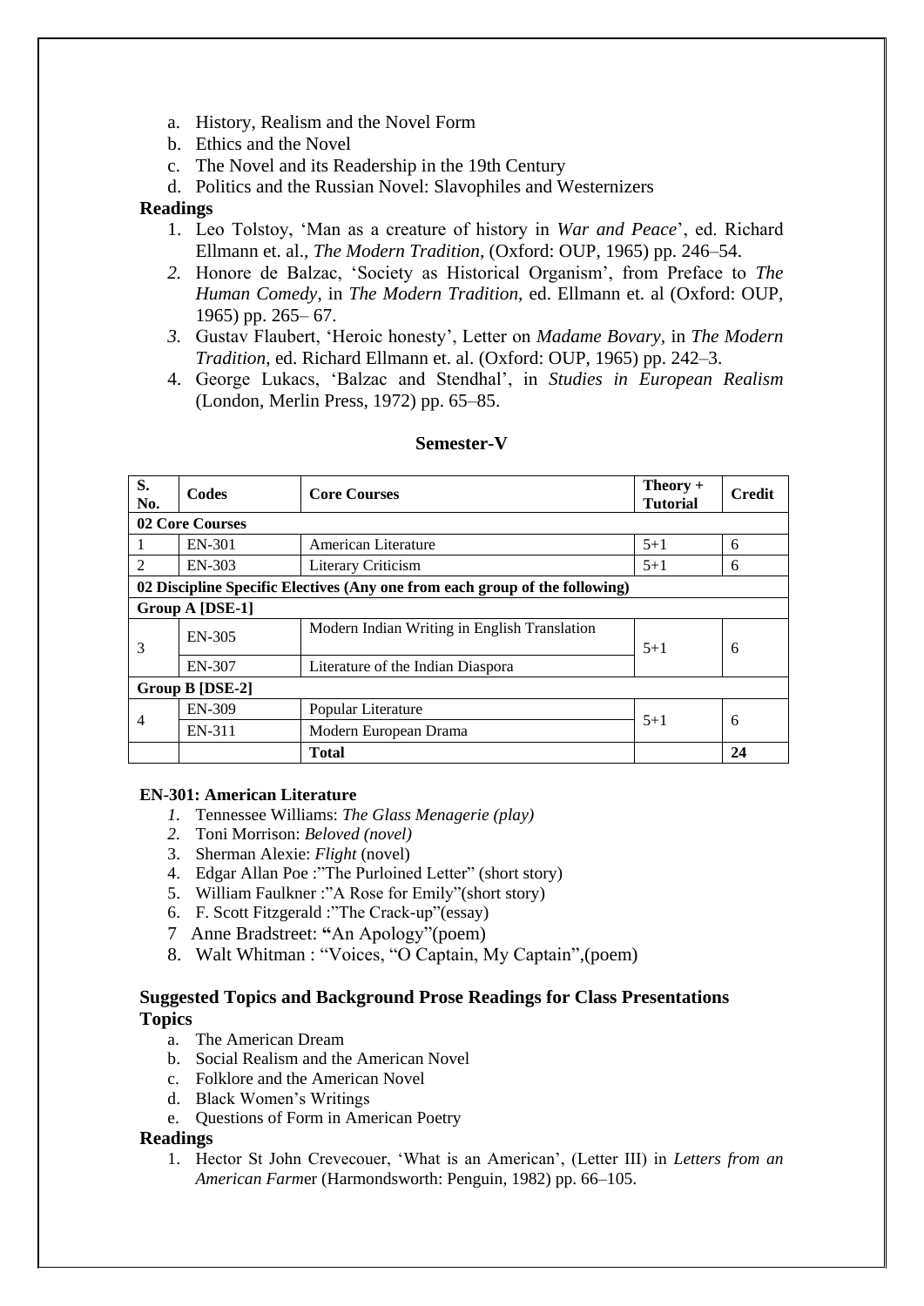a. History, Realism and the Novel Form
b. Ethics and the Novel
c. The Novel and its Readership in the 19th Century
d. Politics and the Russian Novel: Slavophiles and Westernizers

**Readings**

1. Leo Tolstoy, 'Man as a creature of history in *War and Peace*', ed. Richard Ellmann et. al., *The Modern Tradition*, (Oxford: OUP, 1965) pp. 246–54.
2. Honore de Balzac, 'Society as Historical Organism', from Preface to *The Human Comedy*, in *The Modern Tradition*, ed. Ellmann et. al (Oxford: OUP, 1965) pp. 265– 67.
3. Gustav Flaubert, 'Heroic honesty', Letter on *Madame Bovary*, in *The Modern Tradition*, ed. Richard Ellmann et. al. (Oxford: OUP, 1965) pp. 242–3.
4. George Lukacs, 'Balzac and Stendhal', in *Studies in European Realism* (London, Merlin Press, 1972) pp. 65–85.

## Semester-V

| S. No. | Codes | Core Courses | Theory + Tutorial | Credit |
|---|---|---|---|---|
| **02 Core Courses** | | | | |
| 1 | EN-301 | American Literature | 5+1 | 6 |
| 2 | EN-303 | Literary Criticism | 5+1 | 6 |
| **02 Discipline Specific Electives (Any one from each group of the following)** | | | | |
| **Group A [DSE-1]** | | | | |
| 3 | EN-305 | Modern Indian Writing in English Translation | 5+1 | 6 |
| | EN-307 | Literature of the Indian Diaspora | | |
| **Group B [DSE-2]** | | | | |
| 4 | EN-309 | Popular Literature | 5+1 | 6 |
| | EN-311 | Modern European Drama | | |
| | | **Total** | | **24** |

**EN-301: American Literature**

1. Tennessee Williams: *The Glass Menagerie (play)*
2. Toni Morrison: *Beloved (novel)*
3. Sherman Alexie: *Flight* (novel)
4. Edgar Allan Poe :"The Purloined Letter" (short story)
5. William Faulkner :"A Rose for Emily"(short story)
6. F. Scott Fitzgerald :"The Crack-up"(essay)
7. Anne Bradstreet: **"**An Apology"(poem)
8. Walt Whitman : "Voices, "O Captain, My Captain",(poem)

**Suggested Topics and Background Prose Readings for Class Presentations**

**Topics**

a. The American Dream
b. Social Realism and the American Novel
c. Folklore and the American Novel
d. Black Women's Writings
e. Questions of Form in American Poetry

**Readings**

1. Hector St John Crevecouer, 'What is an American', (Letter III) in *Letters from an American Farmer* (Harmondsworth: Penguin, 1982) pp. 66–105.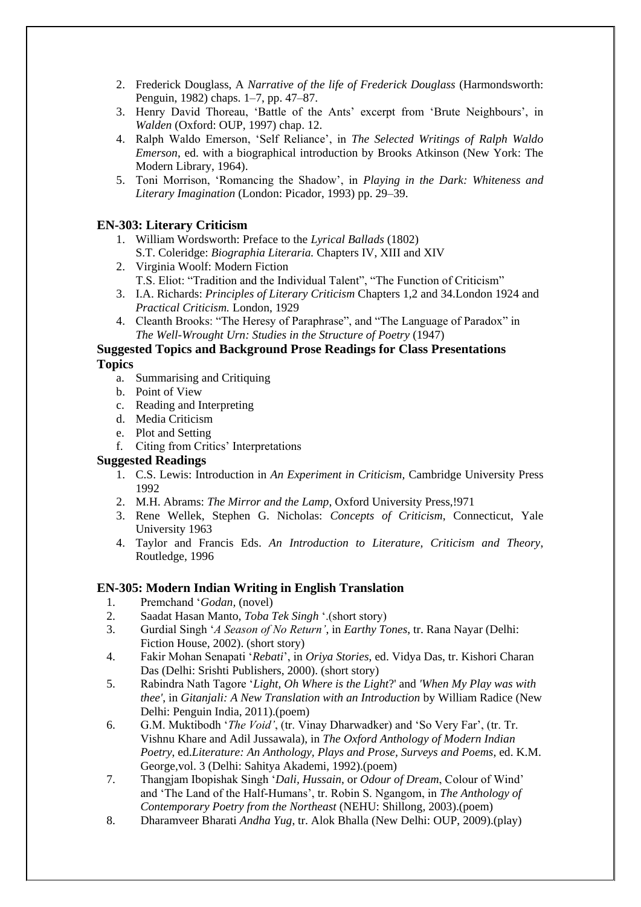2. Frederick Douglass, A *Narrative of the life of Frederick Douglass* (Harmondsworth: Penguin, 1982) chaps. 1–7, pp. 47–87.
3. Henry David Thoreau, 'Battle of the Ants' excerpt from 'Brute Neighbours', in *Walden* (Oxford: OUP, 1997) chap. 12.
4. Ralph Waldo Emerson, 'Self Reliance', in *The Selected Writings of Ralph Waldo Emerson*, ed. with a biographical introduction by Brooks Atkinson (New York: The Modern Library, 1964).
5. Toni Morrison, 'Romancing the Shadow', in *Playing in the Dark: Whiteness and Literary Imagination* (London: Picador, 1993) pp. 29–39.

### EN-303: Literary Criticism

1. William Wordsworth: Preface to the *Lyrical Ballads* (1802)
   S.T. Coleridge: *Biographia Literaria.* Chapters IV, XIII and XIV
2. Virginia Woolf: Modern Fiction
   T.S. Eliot: "Tradition and the Individual Talent", "The Function of Criticism"
3. I.A. Richards: *Principles of Literary Criticism* Chapters 1,2 and 34.London 1924 and *Practical Criticism.* London, 1929
4. Cleanth Brooks: "The Heresy of Paraphrase", and "The Language of Paradox" in *The Well-Wrought Urn: Studies in the Structure of Poetry* (1947)

**Suggested Topics and Background Prose Readings for Class Presentations**

**Topics**

a. Summarising and Critiquing
b. Point of View
c. Reading and Interpreting
d. Media Criticism
e. Plot and Setting
f. Citing from Critics' Interpretations

**Suggested Readings**

1. C.S. Lewis: Introduction in *An Experiment in Criticism,* Cambridge University Press 1992
2. M.H. Abrams: *The Mirror and the Lamp*, Oxford University Press,!971
3. Rene Wellek, Stephen G. Nicholas: *Concepts of Criticism*, Connecticut, Yale University 1963
4. Taylor and Francis Eds. *An Introduction to Literature, Criticism and Theory,* Routledge, 1996

### EN-305: Modern Indian Writing in English Translation

1. Premchand '*Godan,* (novel)
2. Saadat Hasan Manto, *Toba Tek Singh* '.(short story)
3. Gurdial Singh '*A Season of No Return'*, in *Earthy Tones*, tr. Rana Nayar (Delhi: Fiction House, 2002). (short story)
4. Fakir Mohan Senapati '*Rebati*', in *Oriya Stories*, ed. Vidya Das, tr. Kishori Charan Das (Delhi: Srishti Publishers, 2000). (short story)
5. Rabindra Nath Tagore '*Light, Oh Where is the Light*?' and *'When My Play was with thee'*, in *Gitanjali: A New Translation with an Introduction* by William Radice (New Delhi: Penguin India, 2011).(poem)
6. G.M. Muktibodh '*The Void'*, (tr. Vinay Dharwadker) and 'So Very Far', (tr. Tr. Vishnu Khare and Adil Jussawala), in *The Oxford Anthology of Modern Indian Poetry*, ed.*Literature: An Anthology, Plays and Prose, Surveys and Poems*, ed. K.M. George,vol. 3 (Delhi: Sahitya Akademi, 1992).(poem)
7. Thangjam Ibopishak Singh '*Dali, Hussain*, or *Odour of Dream*, Colour of Wind' and 'The Land of the Half-Humans', tr. Robin S. Ngangom, in *The Anthology of Contemporary Poetry from the Northeast* (NEHU: Shillong, 2003).(poem)
8. Dharamveer Bharati *Andha Yug*, tr. Alok Bhalla (New Delhi: OUP, 2009).(play)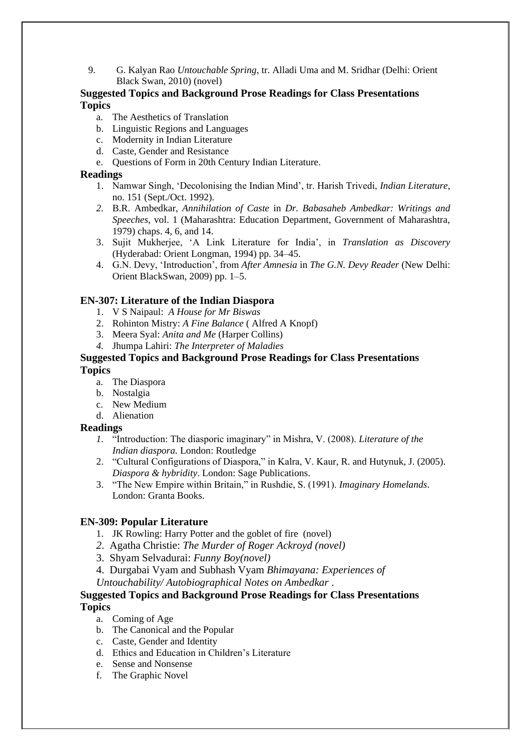9. G. Kalyan Rao *Untouchable Spring*, tr. Alladi Uma and M. Sridhar (Delhi: Orient Black Swan, 2010) (novel)

**Suggested Topics and Background Prose Readings for Class Presentations**

**Topics**

a. The Aesthetics of Translation
b. Linguistic Regions and Languages
c. Modernity in Indian Literature
d. Caste, Gender and Resistance
e. Questions of Form in 20th Century Indian Literature.

**Readings**

1. Namwar Singh, 'Decolonising the Indian Mind', tr. Harish Trivedi, *Indian Literature*, no. 151 (Sept./Oct. 1992).
2. B.R. Ambedkar, *Annihilation of Caste* in *Dr. Babasaheb Ambedkar: Writings and Speeches*, vol. 1 (Maharashtra: Education Department, Government of Maharashtra, 1979) chaps. 4, 6, and 14.
3. Sujit Mukherjee, 'A Link Literature for India', in *Translation as Discovery* (Hyderabad: Orient Longman, 1994) pp. 34–45.
4. G.N. Devy, 'Introduction', from *After Amnesia* in *The G.N. Devy Reader* (New Delhi: Orient BlackSwan, 2009) pp. 1–5.

## EN-307: Literature of the Indian Diaspora

1. V S Naipaul: *A House for Mr Biswas*
2. Rohinton Mistry: *A Fine Balance* ( Alfred A Knopf)
3. Meera Syal: *Anita and Me* (Harper Collins)
4. Jhumpa Lahiri: *The Interpreter of Maladies*

**Suggested Topics and Background Prose Readings for Class Presentations**

**Topics**

a. The Diaspora
b. Nostalgia
c. New Medium
d. Alienation

**Readings**

1. "Introduction: The diasporic imaginary" in Mishra, V. (2008). *Literature of the Indian diaspora.* London: Routledge
2. "Cultural Configurations of Diaspora," in Kalra, V. Kaur, R. and Hutynuk, J. (2005). *Diaspora & hybridity*. London: Sage Publications.
3. "The New Empire within Britain," in Rushdie, S. (1991). *Imaginary Homelands*. London: Granta Books.

## EN-309: Popular Literature

1. JK Rowling: Harry Potter and the goblet of fire (novel)
2. Agatha Christie: *The Murder of Roger Ackroyd (novel)*
3. Shyam Selvadurai: *Funny Boy(novel)*
4. Durgabai Vyam and Subhash Vyam *Bhimayana: Experiences of Untouchability/ Autobiographical Notes on Ambedkar* .

**Suggested Topics and Background Prose Readings for Class Presentations**

**Topics**

a. Coming of Age
b. The Canonical and the Popular
c. Caste, Gender and Identity
d. Ethics and Education in Children's Literature
e. Sense and Nonsense
f. The Graphic Novel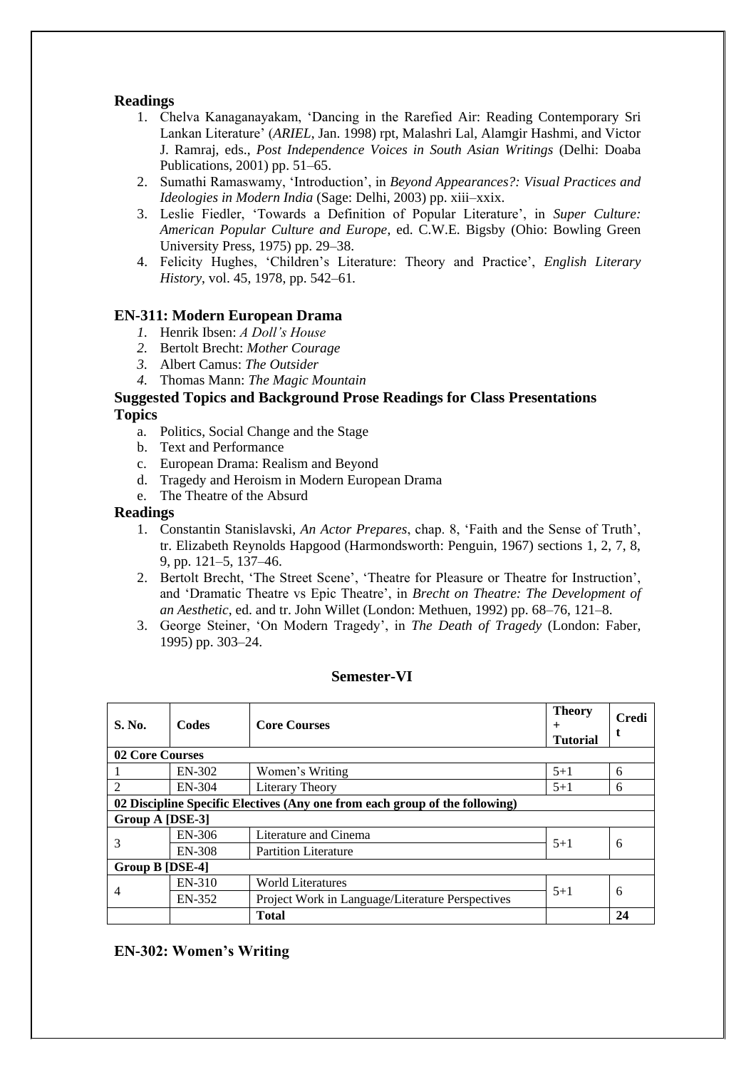**Readings**

1. Chelva Kanaganayakam, 'Dancing in the Rarefied Air: Reading Contemporary Sri Lankan Literature' (*ARIEL*, Jan. 1998) rpt, Malashri Lal, Alamgir Hashmi, and Victor J. Ramraj, eds., *Post Independence Voices in South Asian Writings* (Delhi: Doaba Publications, 2001) pp. 51–65.
2. Sumathi Ramaswamy, 'Introduction', in *Beyond Appearances?: Visual Practices and Ideologies in Modern India* (Sage: Delhi, 2003) pp. xiii–xxix.
3. Leslie Fiedler, 'Towards a Definition of Popular Literature', in *Super Culture: American Popular Culture and Europe*, ed. C.W.E. Bigsby (Ohio: Bowling Green University Press, 1975) pp. 29–38.
4. Felicity Hughes, 'Children's Literature: Theory and Practice', *English Literary History*, vol. 45, 1978, pp. 542–61.

## EN-311: Modern European Drama

1. Henrik Ibsen: *A Doll's House*
2. Bertolt Brecht: *Mother Courage*
3. Albert Camus: *The Outsider*
4. Thomas Mann: *The Magic Mountain*

**Suggested Topics and Background Prose Readings for Class Presentations**

**Topics**

a. Politics, Social Change and the Stage
b. Text and Performance
c. European Drama: Realism and Beyond
d. Tragedy and Heroism in Modern European Drama
e. The Theatre of the Absurd

**Readings**

1. Constantin Stanislavski, *An Actor Prepares*, chap. 8, 'Faith and the Sense of Truth', tr. Elizabeth Reynolds Hapgood (Harmondsworth: Penguin, 1967) sections 1, 2, 7, 8, 9, pp. 121–5, 137–46.
2. Bertolt Brecht, 'The Street Scene', 'Theatre for Pleasure or Theatre for Instruction', and 'Dramatic Theatre vs Epic Theatre', in *Brecht on Theatre: The Development of an Aesthetic*, ed. and tr. John Willet (London: Methuen, 1992) pp. 68–76, 121–8.
3. George Steiner, 'On Modern Tragedy', in *The Death of Tragedy* (London: Faber, 1995) pp. 303–24.

## Semester-VI

| S. No. | Codes | Core Courses | Theory + Tutorial | Credit |
|---|---|---|---|---|
| **02 Core Courses** | | | | |
| 1 | EN-302 | Women's Writing | 5+1 | 6 |
| 2 | EN-304 | Literary Theory | 5+1 | 6 |
| **02 Discipline Specific Electives (Any one from each group of the following)** | | | | |
| **Group A [DSE-3]** | | | | |
| 3 | EN-306 | Literature and Cinema | 5+1 | 6 |
| | EN-308 | Partition Literature | | |
| **Group B [DSE-4]** | | | | |
| 4 | EN-310 | World Literatures | 5+1 | 6 |
| | EN-352 | Project Work in Language/Literature Perspectives | | |
| | | **Total** | | **24** |

## EN-302: Women's Writing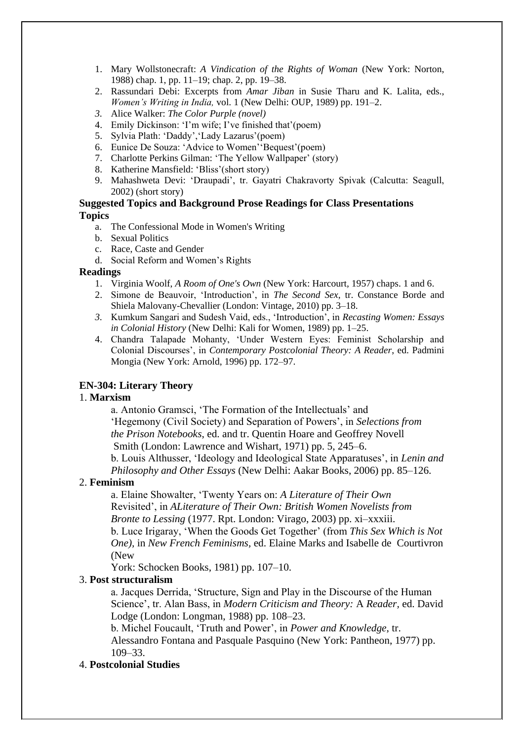1. Mary Wollstonecraft: *A Vindication of the Rights of Woman* (New York: Norton, 1988) chap. 1, pp. 11–19; chap. 2, pp. 19–38.
2. Rassundari Debi: Excerpts from *Amar Jiban* in Susie Tharu and K. Lalita, eds., *Women's Writing in India,* vol. 1 (New Delhi: OUP, 1989) pp. 191–2.
3. Alice Walker: *The Color Purple (novel)*
4. Emily Dickinson: 'I'm wife; I've finished that'(poem)
5. Sylvia Plath: 'Daddy','Lady Lazarus'(poem)
6. Eunice De Souza: 'Advice to Women''Bequest'(poem)
7. Charlotte Perkins Gilman: 'The Yellow Wallpaper' (story)
8. Katherine Mansfield: 'Bliss'(short story)
9. Mahashweta Devi: 'Draupadi', tr. Gayatri Chakravorty Spivak (Calcutta: Seagull, 2002) (short story)

**Suggested Topics and Background Prose Readings for Class Presentations**

**Topics**

a. The Confessional Mode in Women's Writing
b. Sexual Politics
c. Race, Caste and Gender
d. Social Reform and Women's Rights

**Readings**

1. Virginia Woolf, *A Room of One's Own* (New York: Harcourt, 1957) chaps. 1 and 6.
2. Simone de Beauvoir, 'Introduction', in *The Second Sex*, tr. Constance Borde and Shiela Malovany-Chevallier (London: Vintage, 2010) pp. 3–18.
3. Kumkum Sangari and Sudesh Vaid, eds., 'Introduction', in *Recasting Women: Essays in Colonial History* (New Delhi: Kali for Women, 1989) pp. 1–25.
4. Chandra Talapade Mohanty, 'Under Western Eyes: Feminist Scholarship and Colonial Discourses', in *Contemporary Postcolonial Theory: A Reader*, ed. Padmini Mongia (New York: Arnold, 1996) pp. 172–97.

**EN-304: Literary Theory**

1. **Marxism**

a. Antonio Gramsci, 'The Formation of the Intellectuals' and 'Hegemony (Civil Society) and Separation of Powers', in *Selections from the Prison Notebooks*, ed. and tr. Quentin Hoare and Geoffrey Novell Smith (London: Lawrence and Wishart, 1971) pp. 5, 245–6.

b. Louis Althusser, 'Ideology and Ideological State Apparatuses', in *Lenin and Philosophy and Other Essays* (New Delhi: Aakar Books, 2006) pp. 85–126.

2. **Feminism**

a. Elaine Showalter, 'Twenty Years on: *A Literature of Their Own* Revisited', in *ALiterature of Their Own: British Women Novelists from Bronte to Lessing* (1977. Rpt. London: Virago, 2003) pp. xi–xxxiii.

b. Luce Irigaray, 'When the Goods Get Together' (from *This Sex Which is Not One),* in *New French Feminisms*, ed. Elaine Marks and Isabelle de Courtivron (New York: Schocken Books, 1981) pp. 107–10.

3. **Post structuralism**

a. Jacques Derrida, 'Structure, Sign and Play in the Discourse of the Human Science', tr. Alan Bass, in *Modern Criticism and Theory:* A *Reader*, ed. David Lodge (London: Longman, 1988) pp. 108–23.

b. Michel Foucault, 'Truth and Power', in *Power and Knowledge*, tr. Alessandro Fontana and Pasquale Pasquino (New York: Pantheon, 1977) pp. 109–33.

4. **Postcolonial Studies**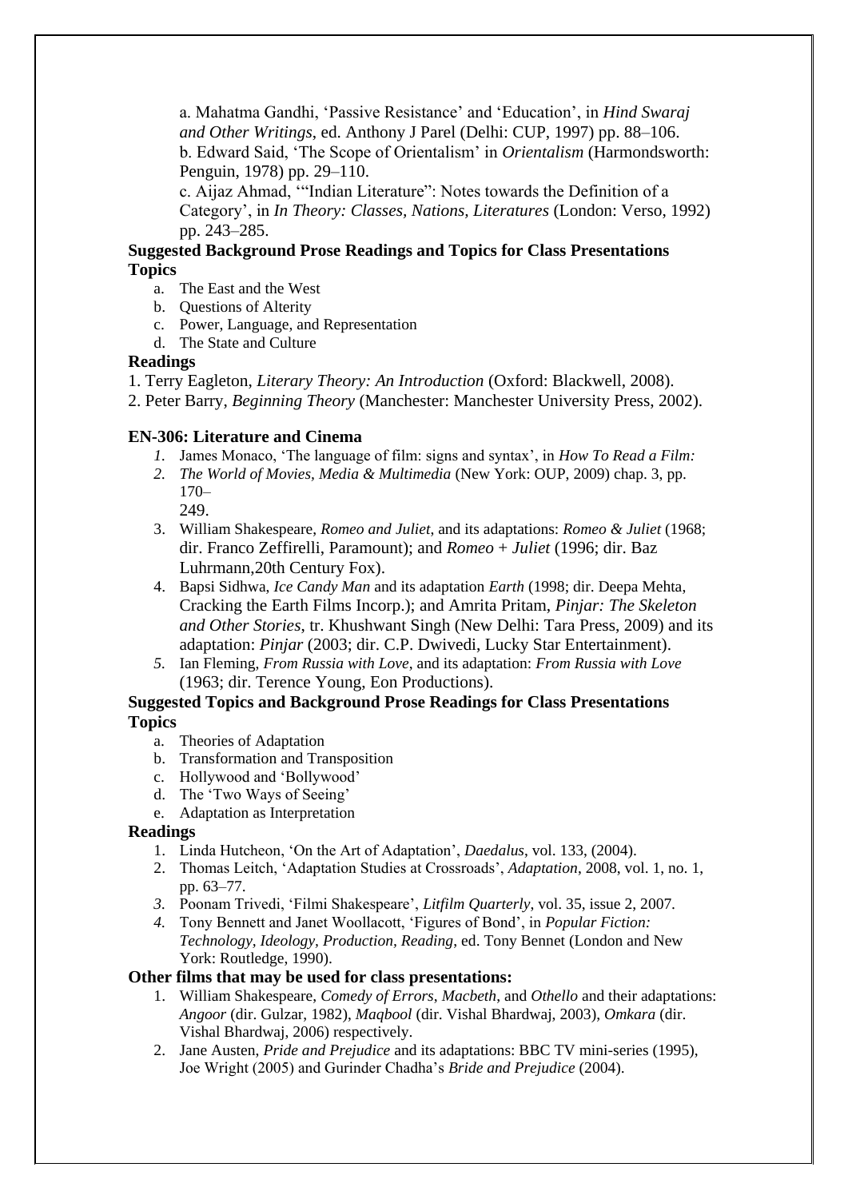a. Mahatma Gandhi, 'Passive Resistance' and 'Education', in *Hind Swaraj and Other Writings*, ed. Anthony J Parel (Delhi: CUP, 1997) pp. 88–106.
b. Edward Said, 'The Scope of Orientalism' in *Orientalism* (Harmondsworth: Penguin, 1978) pp. 29–110.
c. Aijaz Ahmad, '"Indian Literature": Notes towards the Definition of a Category', in *In Theory: Classes, Nations, Literatures* (London: Verso, 1992) pp. 243–285.

**Suggested Background Prose Readings and Topics for Class Presentations**
**Topics**

a. The East and the West
b. Questions of Alterity
c. Power, Language, and Representation
d. The State and Culture

**Readings**

1. Terry Eagleton, *Literary Theory: An Introduction* (Oxford: Blackwell, 2008).
2. Peter Barry, *Beginning Theory* (Manchester: Manchester University Press, 2002).

**EN-306: Literature and Cinema**

1. James Monaco, 'The language of film: signs and syntax', in *How To Read a Film:*
2. *The World of Movies, Media & Multimedia* (New York: OUP, 2009) chap. 3, pp. 170–
249.
3. William Shakespeare, *Romeo and Juliet*, and its adaptations: *Romeo & Juliet* (1968; dir. Franco Zeffirelli, Paramount); and *Romeo + Juliet* (1996; dir. Baz Luhrmann,20th Century Fox).
4. Bapsi Sidhwa, *Ice Candy Man* and its adaptation *Earth* (1998; dir. Deepa Mehta, Cracking the Earth Films Incorp.); and Amrita Pritam, *Pinjar: The Skeleton and Other Stories*, tr. Khushwant Singh (New Delhi: Tara Press, 2009) and its adaptation: *Pinjar* (2003; dir. C.P. Dwivedi, Lucky Star Entertainment).
5. Ian Fleming, *From Russia with Love*, and its adaptation: *From Russia with Love* (1963; dir. Terence Young, Eon Productions).

**Suggested Topics and Background Prose Readings for Class Presentations**
**Topics**

a. Theories of Adaptation
b. Transformation and Transposition
c. Hollywood and 'Bollywood'
d. The 'Two Ways of Seeing'
e. Adaptation as Interpretation

**Readings**

1. Linda Hutcheon, 'On the Art of Adaptation', *Daedalus*, vol. 133, (2004).
2. Thomas Leitch, 'Adaptation Studies at Crossroads', *Adaptation*, 2008, vol. 1, no. 1, pp. 63–77.
3. Poonam Trivedi, 'Filmi Shakespeare', *Litfilm Quarterly*, vol. 35, issue 2, 2007.
4. Tony Bennett and Janet Woollacott, 'Figures of Bond', in *Popular Fiction: Technology, Ideology, Production, Reading*, ed. Tony Bennet (London and New York: Routledge, 1990).

**Other films that may be used for class presentations:**

1. William Shakespeare, *Comedy of Errors*, *Macbeth*, and *Othello* and their adaptations: *Angoor* (dir. Gulzar, 1982), *Maqbool* (dir. Vishal Bhardwaj, 2003), *Omkara* (dir. Vishal Bhardwaj, 2006) respectively.
2. Jane Austen, *Pride and Prejudice* and its adaptations: BBC TV mini-series (1995), Joe Wright (2005) and Gurinder Chadha's *Bride and Prejudice* (2004).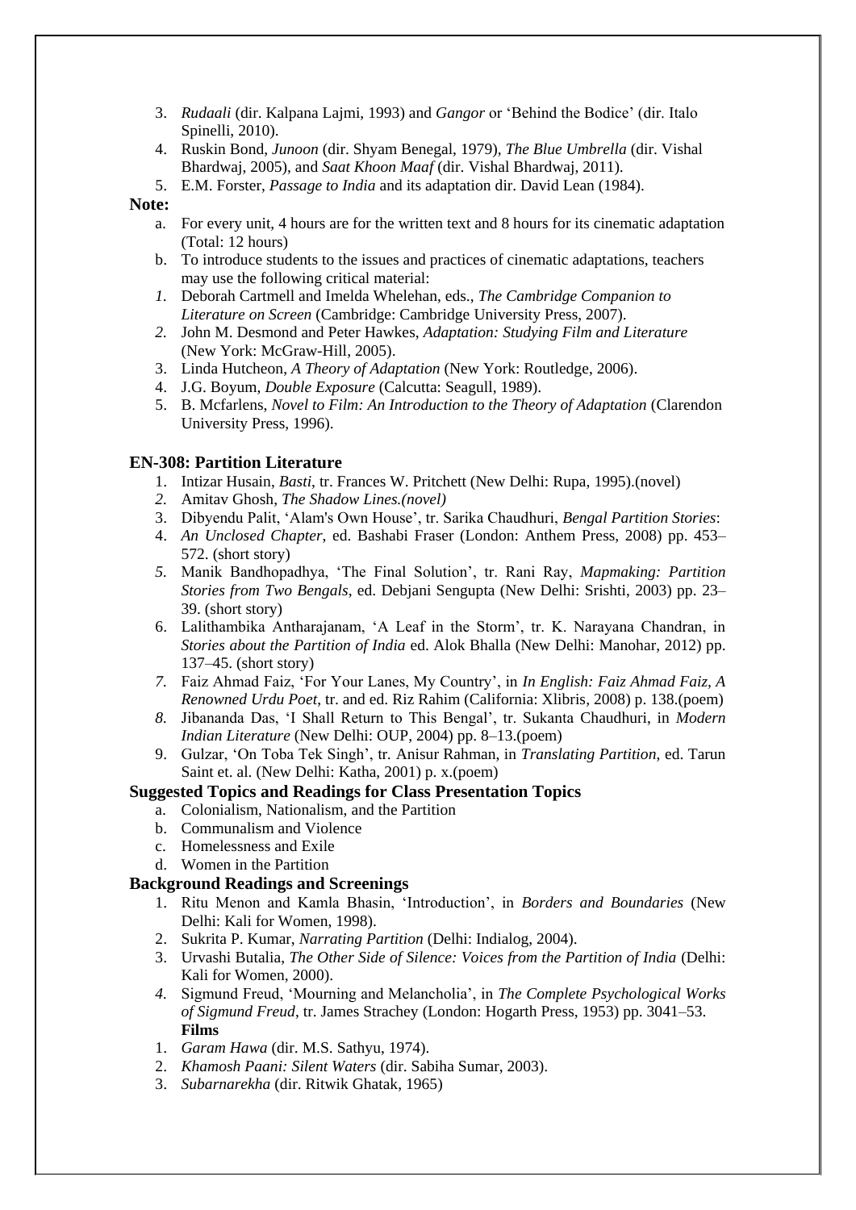3. *Rudaali* (dir. Kalpana Lajmi, 1993) and *Gangor* or 'Behind the Bodice' (dir. Italo Spinelli, 2010).
4. Ruskin Bond, *Junoon* (dir. Shyam Benegal, 1979), *The Blue Umbrella* (dir. Vishal Bhardwaj, 2005), and *Saat Khoon Maaf* (dir. Vishal Bhardwaj, 2011).
5. E.M. Forster, *Passage to India* and its adaptation dir. David Lean (1984).

**Note:**

a. For every unit, 4 hours are for the written text and 8 hours for its cinematic adaptation (Total: 12 hours)

b. To introduce students to the issues and practices of cinematic adaptations, teachers may use the following critical material:

1. Deborah Cartmell and Imelda Whelehan, eds., *The Cambridge Companion to Literature on Screen* (Cambridge: Cambridge University Press, 2007).
2. John M. Desmond and Peter Hawkes, *Adaptation: Studying Film and Literature* (New York: McGraw-Hill, 2005).
3. Linda Hutcheon, *A Theory of Adaptation* (New York: Routledge, 2006).
4. J.G. Boyum, *Double Exposure* (Calcutta: Seagull, 1989).
5. B. Mcfarlens, *Novel to Film: An Introduction to the Theory of Adaptation* (Clarendon University Press, 1996).

### EN-308: Partition Literature

1. Intizar Husain, *Basti*, tr. Frances W. Pritchett (New Delhi: Rupa, 1995).(novel)
2. Amitav Ghosh, *The Shadow Lines.(novel)*
3. Dibyendu Palit, 'Alam's Own House', tr. Sarika Chaudhuri, *Bengal Partition Stories*:
4. *An Unclosed Chapter*, ed. Bashabi Fraser (London: Anthem Press, 2008) pp. 453–572. (short story)
5. Manik Bandhopadhya, 'The Final Solution', tr. Rani Ray, *Mapmaking: Partition Stories from Two Bengals*, ed. Debjani Sengupta (New Delhi: Srishti, 2003) pp. 23–39. (short story)
6. Lalithambika Antharajanam, 'A Leaf in the Storm', tr. K. Narayana Chandran, in *Stories about the Partition of India* ed. Alok Bhalla (New Delhi: Manohar, 2012) pp. 137–45. (short story)
7. Faiz Ahmad Faiz, 'For Your Lanes, My Country', in *In English: Faiz Ahmad Faiz, A Renowned Urdu Poet*, tr. and ed. Riz Rahim (California: Xlibris, 2008) p. 138.(poem)
8. Jibananda Das, 'I Shall Return to This Bengal', tr. Sukanta Chaudhuri, in *Modern Indian Literature* (New Delhi: OUP, 2004) pp. 8–13.(poem)
9. Gulzar, 'On Toba Tek Singh', tr. Anisur Rahman, in *Translating Partition*, ed. Tarun Saint et. al. (New Delhi: Katha, 2001) p. x.(poem)

### Suggested Topics and Readings for Class Presentation Topics

a. Colonialism, Nationalism, and the Partition

b. Communalism and Violence

c. Homelessness and Exile

d. Women in the Partition

### Background Readings and Screenings

1. Ritu Menon and Kamla Bhasin, 'Introduction', in *Borders and Boundaries* (New Delhi: Kali for Women, 1998).
2. Sukrita P. Kumar, *Narrating Partition* (Delhi: Indialog, 2004).
3. Urvashi Butalia, *The Other Side of Silence: Voices from the Partition of India* (Delhi: Kali for Women, 2000).
4. Sigmund Freud, 'Mourning and Melancholia', in *The Complete Psychological Works of Sigmund Freud*, tr. James Strachey (London: Hogarth Press, 1953) pp. 3041–53.

**Films**

1. *Garam Hawa* (dir. M.S. Sathyu, 1974).
2. *Khamosh Paani: Silent Waters* (dir. Sabiha Sumar, 2003).
3. *Subarnarekha* (dir. Ritwik Ghatak, 1965)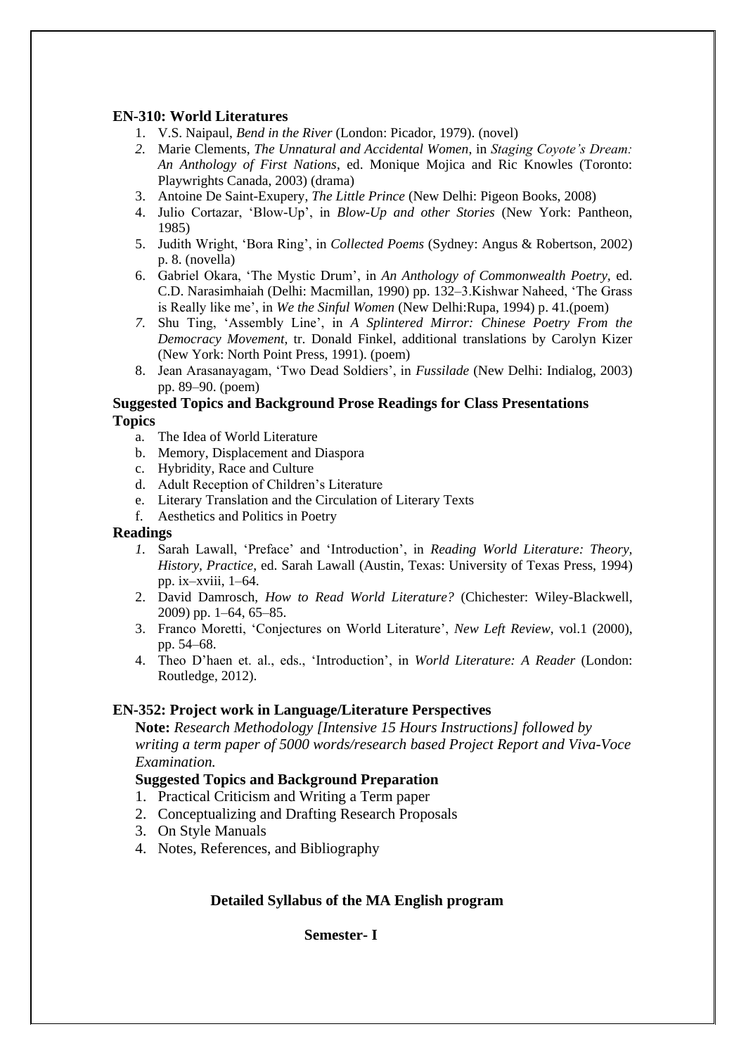**EN-310: World Literatures**

1. V.S. Naipaul, *Bend in the River* (London: Picador, 1979). (novel)
2. Marie Clements, *The Unnatural and Accidental Women*, in *Staging Coyote's Dream: An Anthology of First Nations*, ed. Monique Mojica and Ric Knowles (Toronto: Playwrights Canada, 2003) (drama)
3. Antoine De Saint-Exupery, *The Little Prince* (New Delhi: Pigeon Books, 2008)
4. Julio Cortazar, 'Blow-Up', in *Blow-Up and other Stories* (New York: Pantheon, 1985)
5. Judith Wright, 'Bora Ring', in *Collected Poems* (Sydney: Angus & Robertson, 2002) p. 8. (novella)
6. Gabriel Okara, 'The Mystic Drum', in *An Anthology of Commonwealth Poetry*, ed. C.D. Narasimhaiah (Delhi: Macmillan, 1990) pp. 132–3.Kishwar Naheed, 'The Grass is Really like me', in *We the Sinful Women* (New Delhi:Rupa, 1994) p. 41.(poem)
7. Shu Ting, 'Assembly Line', in *A Splintered Mirror: Chinese Poetry From the Democracy Movement*, tr. Donald Finkel, additional translations by Carolyn Kizer (New York: North Point Press, 1991). (poem)
8. Jean Arasanayagam, 'Two Dead Soldiers', in *Fussilade* (New Delhi: Indialog, 2003) pp. 89–90. (poem)

**Suggested Topics and Background Prose Readings for Class Presentations**

**Topics**

a. The Idea of World Literature
b. Memory, Displacement and Diaspora
c. Hybridity, Race and Culture
d. Adult Reception of Children's Literature
e. Literary Translation and the Circulation of Literary Texts
f. Aesthetics and Politics in Poetry

**Readings**

1. Sarah Lawall, 'Preface' and 'Introduction', in *Reading World Literature: Theory, History, Practice*, ed. Sarah Lawall (Austin, Texas: University of Texas Press, 1994) pp. ix–xviii, 1–64.
2. David Damrosch, *How to Read World Literature?* (Chichester: Wiley-Blackwell, 2009) pp. 1–64, 65–85.
3. Franco Moretti, 'Conjectures on World Literature', *New Left Review*, vol.1 (2000), pp. 54–68.
4. Theo D'haen et. al., eds., 'Introduction', in *World Literature: A Reader* (London: Routledge, 2012).

**EN-352: Project work in Language/Literature Perspectives**

**Note:** *Research Methodology [Intensive 15 Hours Instructions] followed by writing a term paper of 5000 words/research based Project Report and Viva-Voce Examination.*

**Suggested Topics and Background Preparation**

1. Practical Criticism and Writing a Term paper
2. Conceptualizing and Drafting Research Proposals
3. On Style Manuals
4. Notes, References, and Bibliography

**Detailed Syllabus of the MA English program**

**Semester- I**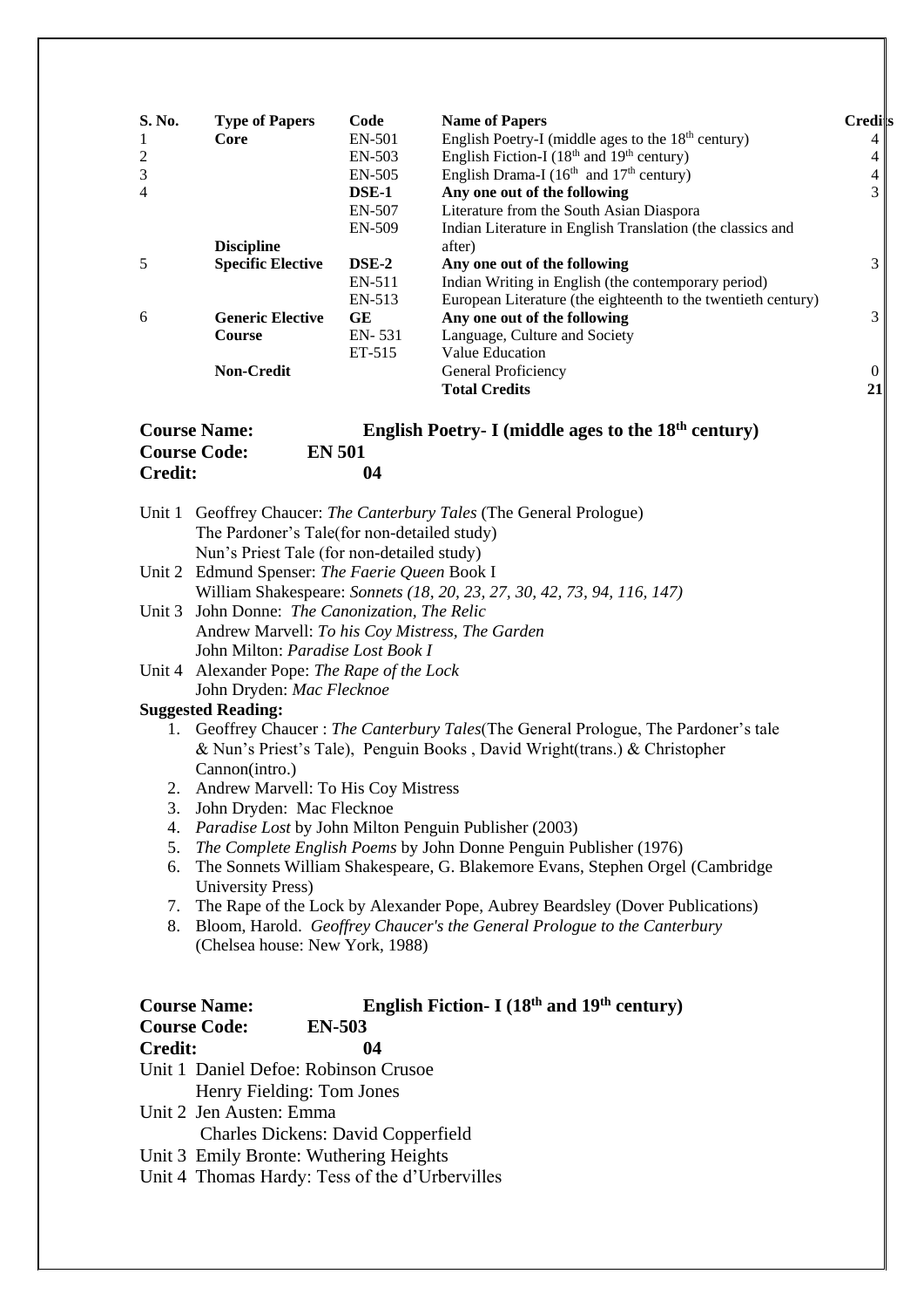| S. No. | Type of Papers | Code | Name of Papers | Credits |
|---|---|---|---|---|
| 1 | **Core** | EN-501 | English Poetry-I (middle ages to the 18th century) | 4 |
| 2 | | EN-503 | English Fiction-I (18th and 19th century) | 4 |
| 3 | | EN-505 | English Drama-I (16th and 17th century) | 4 |
| 4 | | **DSE-1** | **Any one out of the following** | 3 |
| | | EN-507 | Literature from the South Asian Diaspora | |
| | | EN-509 | Indian Literature in English Translation (the classics and after) | |
| 5 | **Discipline Specific Elective** | **DSE-2** | **Any one out of the following** | 3 |
| | | EN-511 | Indian Writing in English (the contemporary period) | |
| | | EN-513 | European Literature (the eighteenth to the twentieth century) | |
| 6 | **Generic Elective Course** | **GE** | **Any one out of the following** | 3 |
| | | EN- 531 | Language, Culture and Society | |
| | | ET-515 | Value Education | |
| | **Non-Credit** | | General Proficiency | 0 |
| | | | **Total Credits** | **21** |

**Course Name:** **English Poetry- I (middle ages to the 18th century)**
**Course Code:** **EN 501**
**Credit:** **04**

Unit 1 Geoffrey Chaucer: *The Canterbury Tales* (The General Prologue)
The Pardoner's Tale(for non-detailed study)
Nun's Priest Tale (for non-detailed study)

Unit 2 Edmund Spenser: *The Faerie Queen* Book I
William Shakespeare: *Sonnets (18, 20, 23, 27, 30, 42, 73, 94, 116, 147)*

Unit 3 John Donne: *The Canonization, The Relic*
Andrew Marvell: *To his Coy Mistress, The Garden*
John Milton: *Paradise Lost Book I*

Unit 4 Alexander Pope: *The Rape of the Lock*
John Dryden: *Mac Flecknoe*

**Suggested Reading:**

1. Geoffrey Chaucer : *The Canterbury Tales*(The General Prologue, The Pardoner's tale & Nun's Priest's Tale), Penguin Books , David Wright(trans.) & Christopher Cannon(intro.)
2. Andrew Marvell: To His Coy Mistress
3. John Dryden: Mac Flecknoe
4. *Paradise Lost* by John Milton Penguin Publisher (2003)
5. *The Complete English Poems* by John Donne Penguin Publisher (1976)
6. The Sonnets William Shakespeare, G. Blakemore Evans, Stephen Orgel (Cambridge University Press)
7. The Rape of the Lock by Alexander Pope, Aubrey Beardsley (Dover Publications)
8. Bloom, Harold. *Geoffrey Chaucer's the General Prologue to the Canterbury* (Chelsea house: New York, 1988)

**Course Name:** **English Fiction- I (18th and 19th century)**
**Course Code:** **EN-503**
**Credit:** **04**

Unit 1 Daniel Defoe: Robinson Crusoe
Henry Fielding: Tom Jones

Unit 2 Jen Austen: Emma
Charles Dickens: David Copperfield

Unit 3 Emily Bronte: Wuthering Heights

Unit 4 Thomas Hardy: Tess of the d'Urbervilles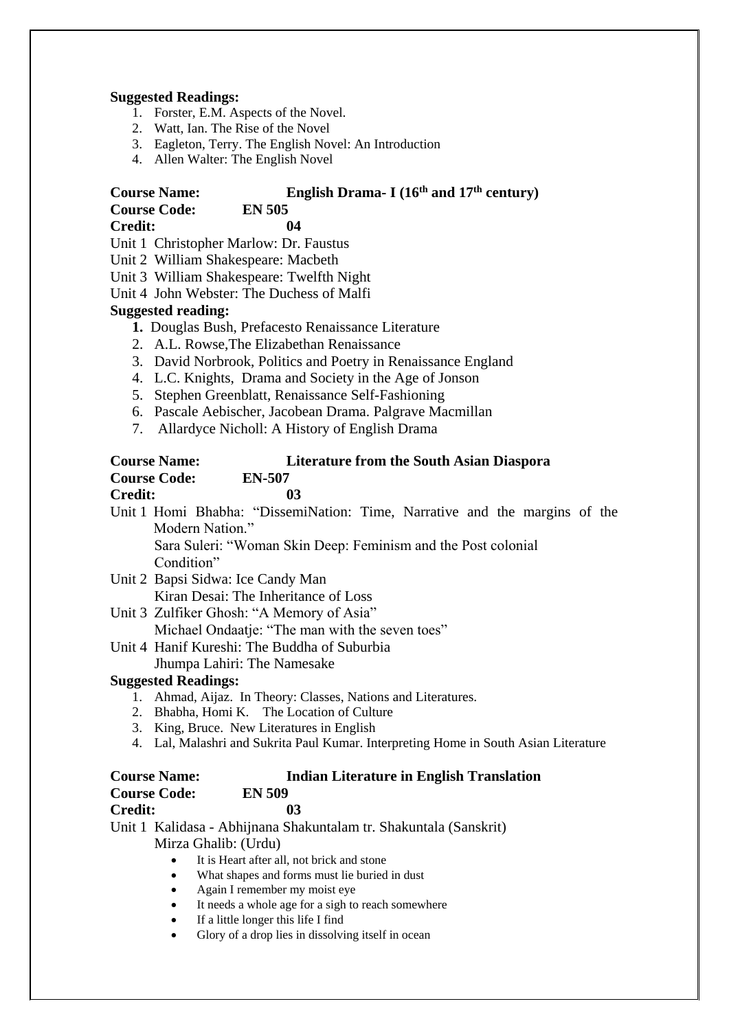**Suggested Readings:**

1. Forster, E.M. Aspects of the Novel.
2. Watt, Ian. The Rise of the Novel
3. Eagleton, Terry. The English Novel: An Introduction
4. Allen Walter: The English Novel

**Course Name: English Drama- I (16th and 17th century)**
**Course Code: EN 505**
**Credit: 04**

Unit 1 Christopher Marlow: Dr. Faustus
Unit 2 William Shakespeare: Macbeth
Unit 3 William Shakespeare: Twelfth Night
Unit 4 John Webster: The Duchess of Malfi

**Suggested reading:**

1. Douglas Bush, Prefacesto Renaissance Literature
2. A.L. Rowse,The Elizabethan Renaissance
3. David Norbrook, Politics and Poetry in Renaissance England
4. L.C. Knights, Drama and Society in the Age of Jonson
5. Stephen Greenblatt, Renaissance Self-Fashioning
6. Pascale Aebischer, Jacobean Drama. Palgrave Macmillan
7. Allardyce Nicholl: A History of English Drama

**Course Name: Literature from the South Asian Diaspora**
**Course Code: EN-507**
**Credit: 03**

Unit 1 Homi Bhabha: "DissemiNation: Time, Narrative and the margins of the Modern Nation."
Sara Suleri: "Woman Skin Deep: Feminism and the Post colonial Condition"
Unit 2 Bapsi Sidwa: Ice Candy Man
Kiran Desai: The Inheritance of Loss
Unit 3 Zulfiker Ghosh: "A Memory of Asia"
Michael Ondaatje: "The man with the seven toes"
Unit 4 Hanif Kureshi: The Buddha of Suburbia
Jhumpa Lahiri: The Namesake

**Suggested Readings:**

1. Ahmad, Aijaz. In Theory: Classes, Nations and Literatures.
2. Bhabha, Homi K. The Location of Culture
3. King, Bruce. New Literatures in English
4. Lal, Malashri and Sukrita Paul Kumar. Interpreting Home in South Asian Literature

**Course Name: Indian Literature in English Translation**
**Course Code: EN 509**
**Credit: 03**

Unit 1 Kalidasa - Abhijnana Shakuntalam tr. Shakuntala (Sanskrit)
Mirza Ghalib: (Urdu)

- It is Heart after all, not brick and stone
- What shapes and forms must lie buried in dust
- Again I remember my moist eye
- It needs a whole age for a sigh to reach somewhere
- If a little longer this life I find
- Glory of a drop lies in dissolving itself in ocean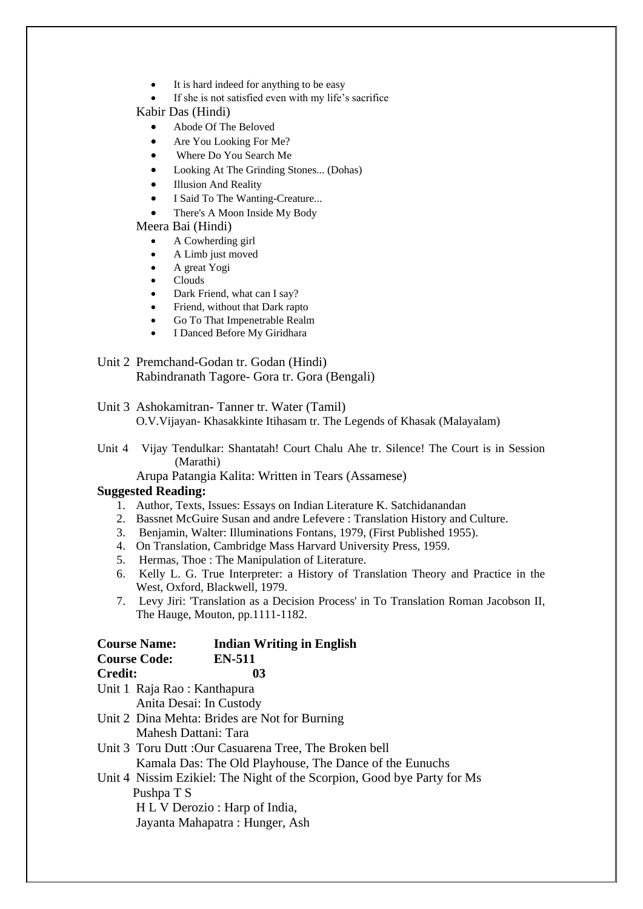- It is hard indeed for anything to be easy
- If she is not satisfied even with my life's sacrifice

Kabir Das (Hindi)

- Abode Of The Beloved
- Are You Looking For Me?
- Where Do You Search Me
- Looking At The Grinding Stones... (Dohas)
- Illusion And Reality
- I Said To The Wanting-Creature...
- There's A Moon Inside My Body

Meera Bai (Hindi)

- A Cowherding girl
- A Limb just moved
- A great Yogi
- Clouds
- Dark Friend, what can I say?
- Friend, without that Dark rapto
- Go To That Impenetrable Realm
- I Danced Before My Giridhara

Unit 2 Premchand-Godan tr. Godan (Hindi)
Rabindranath Tagore- Gora tr. Gora (Bengali)

Unit 3 Ashokamitran- Tanner tr. Water (Tamil)
O.V.Vijayan- Khasakkinte Itihasam tr. The Legends of Khasak (Malayalam)

Unit 4 Vijay Tendulkar: Shantatah! Court Chalu Ahe tr. Silence! The Court is in Session (Marathi)
Arupa Patangia Kalita: Written in Tears (Assamese)

**Suggested Reading:**

1. Author, Texts, Issues: Essays on Indian Literature K. Satchidanandan
2. Bassnet McGuire Susan and andre Lefevere : Translation History and Culture.
3. Benjamin, Walter: Illuminations Fontans, 1979, (First Published 1955).
4. On Translation, Cambridge Mass Harvard University Press, 1959.
5. Hermas, Thoe : The Manipulation of Literature.
6. Kelly L. G. True Interpreter: a History of Translation Theory and Practice in the West, Oxford, Blackwell, 1979.
7. Levy Jiri: 'Translation as a Decision Process' in To Translation Roman Jacobson II, The Hauge, Mouton, pp.1111-1182.

**Course Name:** **Indian Writing in English**
**Course Code:** **EN-511**
**Credit:** **03**

Unit 1 Raja Rao : Kanthapura
Anita Desai: In Custody

Unit 2 Dina Mehta: Brides are Not for Burning
Mahesh Dattani: Tara

Unit 3 Toru Dutt :Our Casuarena Tree, The Broken bell
Kamala Das: The Old Playhouse, The Dance of the Eunuchs

Unit 4 Nissim Ezikiel: The Night of the Scorpion, Good bye Party for Ms Pushpa T S
H L V Derozio : Harp of India,
Jayanta Mahapatra : Hunger, Ash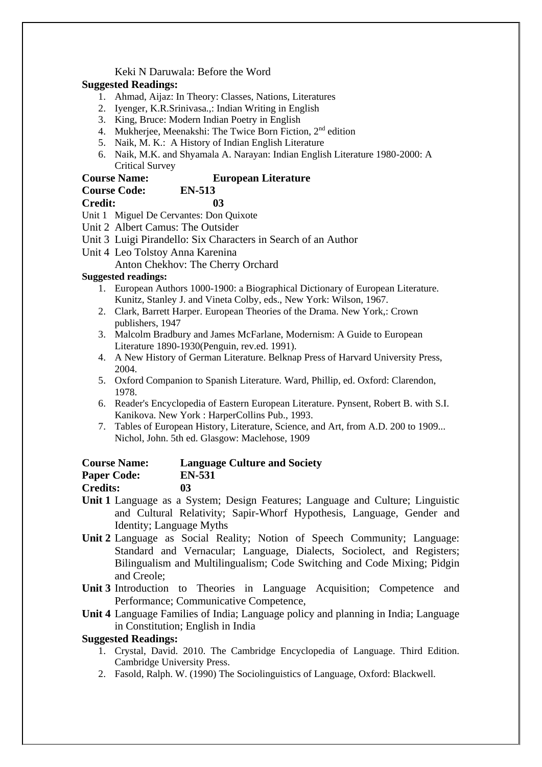Keki N Daruwala: Before the Word

**Suggested Readings:**

1. Ahmad, Aijaz: In Theory: Classes, Nations, Literatures
2. Iyenger, K.R.Srinivasa.,: Indian Writing in English
3. King, Bruce: Modern Indian Poetry in English
4. Mukherjee, Meenakshi: The Twice Born Fiction, 2nd edition
5. Naik, M. K.: A History of Indian English Literature
6. Naik, M.K. and Shyamala A. Narayan: Indian English Literature 1980-2000: A Critical Survey

**Course Name:** **European Literature**
**Course Code:** **EN-513**
**Credit:** **03**

Unit 1 Miguel De Cervantes: Don Quixote
Unit 2 Albert Camus: The Outsider
Unit 3 Luigi Pirandello: Six Characters in Search of an Author
Unit 4 Leo Tolstoy Anna Karenina
Anton Chekhov: The Cherry Orchard

**Suggested readings:**

1. European Authors 1000-1900: a Biographical Dictionary of European Literature. Kunitz, Stanley J. and Vineta Colby, eds., New York: Wilson, 1967.
2. Clark, Barrett Harper. European Theories of the Drama. New York,: Crown publishers, 1947
3. Malcolm Bradbury and James McFarlane, Modernism: A Guide to European Literature 1890-1930(Penguin, rev.ed. 1991).
4. A New History of German Literature. Belknap Press of Harvard University Press, 2004.
5. Oxford Companion to Spanish Literature. Ward, Phillip, ed. Oxford: Clarendon, 1978.
6. Reader's Encyclopedia of Eastern European Literature. Pynsent, Robert B. with S.I. Kanikova. New York : HarperCollins Pub., 1993.
7. Tables of European History, Literature, Science, and Art, from A.D. 200 to 1909... Nichol, John. 5th ed. Glasgow: Maclehose, 1909

**Course Name:** **Language Culture and Society**
**Paper Code:** **EN-531**
**Credits:** **03**

**Unit 1** Language as a System; Design Features; Language and Culture; Linguistic and Cultural Relativity; Sapir-Whorf Hypothesis, Language, Gender and Identity; Language Myths

**Unit 2** Language as Social Reality; Notion of Speech Community; Language: Standard and Vernacular; Language, Dialects, Sociolect, and Registers; Bilingualism and Multilingualism; Code Switching and Code Mixing; Pidgin and Creole;

**Unit 3** Introduction to Theories in Language Acquisition; Competence and Performance; Communicative Competence,

**Unit 4** Language Families of India; Language policy and planning in India; Language in Constitution; English in India

**Suggested Readings:**

1. Crystal, David. 2010. The Cambridge Encyclopedia of Language. Third Edition. Cambridge University Press.
2. Fasold, Ralph. W. (1990) The Sociolinguistics of Language, Oxford: Blackwell.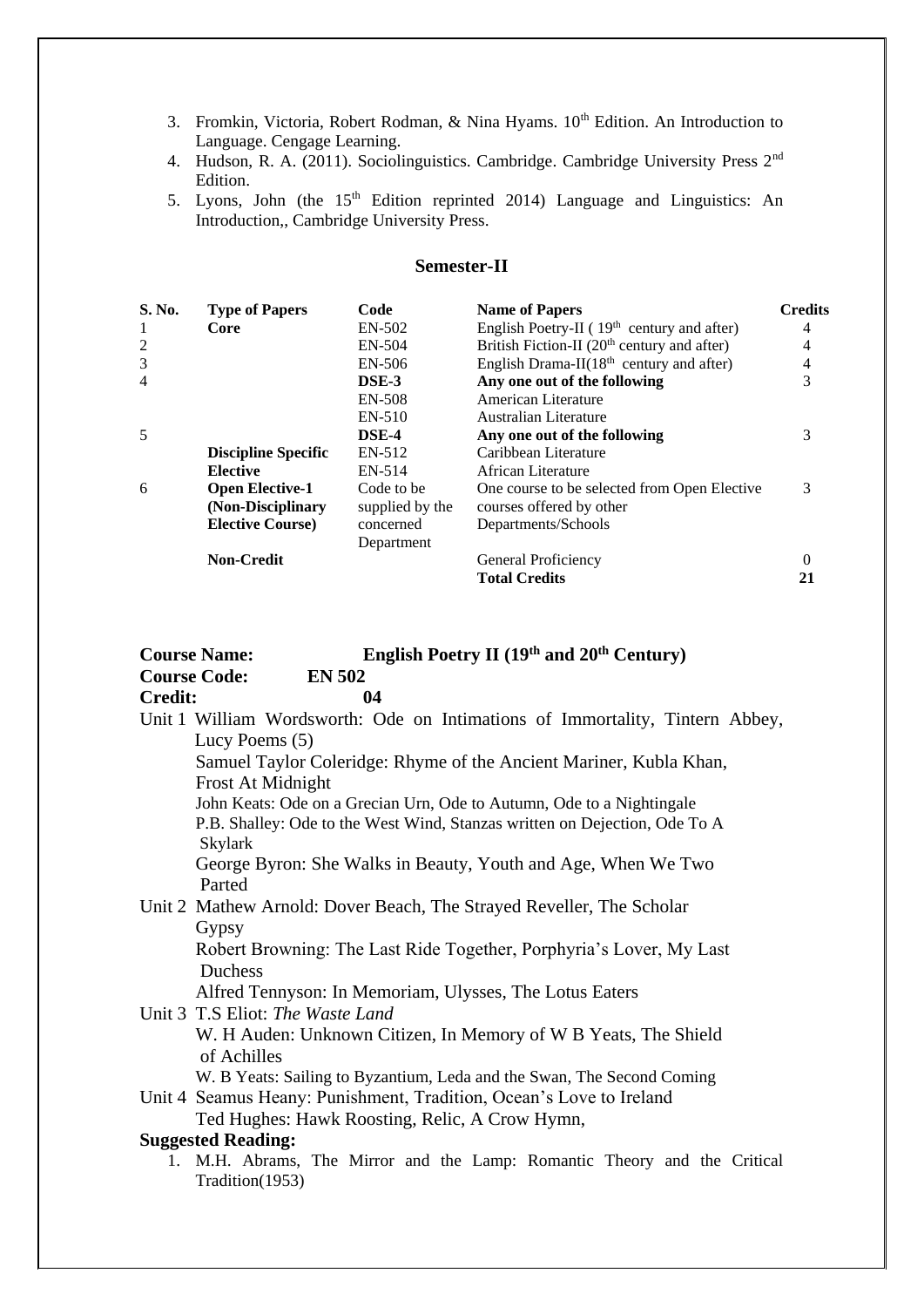3. Fromkin, Victoria, Robert Rodman, & Nina Hyams. 10th Edition. An Introduction to Language. Cengage Learning.
4. Hudson, R. A. (2011). Sociolinguistics. Cambridge. Cambridge University Press 2nd Edition.
5. Lyons, John (the 15th Edition reprinted 2014) Language and Linguistics: An Introduction,, Cambridge University Press.

## Semester-II

| S. No. | Type of Papers | Code | Name of Papers | Credits |
|---|---|---|---|---|
| 1 | **Core** | EN-502 | English Poetry-II ( 19th century and after) | 4 |
| 2 | | EN-504 | British Fiction-II (20th century and after) | 4 |
| 3 | | EN-506 | English Drama-II(18th century and after) | 4 |
| 4 | | **DSE-3** | **Any one out of the following** | 3 |
| | | EN-508 | American Literature | |
| | | EN-510 | Australian Literature | |
| 5 | | **DSE-4** | **Any one out of the following** | 3 |
| | **Discipline Specific** | EN-512 | Caribbean Literature | |
| | **Elective** | EN-514 | African Literature | |
| 6 | **Open Elective-1 (Non-Disciplinary Elective Course)** | Code to be supplied by the concerned Department | One course to be selected from Open Elective courses offered by other Departments/Schools | 3 |
| | **Non-Credit** | | General Proficiency | 0 |
| | | | **Total Credits** | **21** |

**Course Name:** **English Poetry II (19th and 20th Century)**
**Course Code:** **EN 502**
**Credit:** **04**

Unit 1 William Wordsworth: Ode on Intimations of Immortality, Tintern Abbey, Lucy Poems (5)
Samuel Taylor Coleridge: Rhyme of the Ancient Mariner, Kubla Khan, Frost At Midnight
John Keats: Ode on a Grecian Urn, Ode to Autumn, Ode to a Nightingale
P.B. Shalley: Ode to the West Wind, Stanzas written on Dejection, Ode To A Skylark
George Byron: She Walks in Beauty, Youth and Age, When We Two Parted

Unit 2 Mathew Arnold: Dover Beach, The Strayed Reveller, The Scholar Gypsy
Robert Browning: The Last Ride Together, Porphyria's Lover, My Last Duchess
Alfred Tennyson: In Memoriam, Ulysses, The Lotus Eaters

Unit 3 T.S Eliot: *The Waste Land*
W. H Auden: Unknown Citizen, In Memory of W B Yeats, The Shield of Achilles
W. B Yeats: Sailing to Byzantium, Leda and the Swan, The Second Coming

Unit 4 Seamus Heany: Punishment, Tradition, Ocean's Love to Ireland
Ted Hughes: Hawk Roosting, Relic, A Crow Hymn,

**Suggested Reading:**

1. M.H. Abrams, The Mirror and the Lamp: Romantic Theory and the Critical Tradition(1953)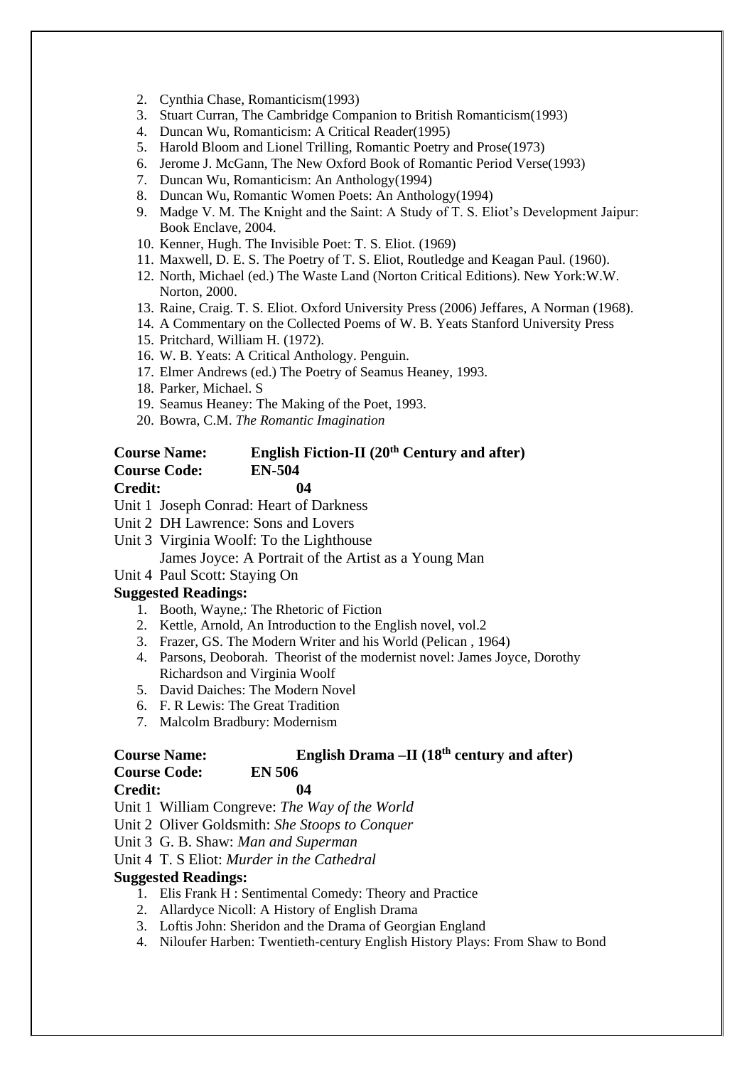2. Cynthia Chase, Romanticism(1993)
3. Stuart Curran, The Cambridge Companion to British Romanticism(1993)
4. Duncan Wu, Romanticism: A Critical Reader(1995)
5. Harold Bloom and Lionel Trilling, Romantic Poetry and Prose(1973)
6. Jerome J. McGann, The New Oxford Book of Romantic Period Verse(1993)
7. Duncan Wu, Romanticism: An Anthology(1994)
8. Duncan Wu, Romantic Women Poets: An Anthology(1994)
9. Madge V. M. The Knight and the Saint: A Study of T. S. Eliot's Development Jaipur: Book Enclave, 2004.
10. Kenner, Hugh. The Invisible Poet: T. S. Eliot. (1969)
11. Maxwell, D. E. S. The Poetry of T. S. Eliot, Routledge and Keagan Paul. (1960).
12. North, Michael (ed.) The Waste Land (Norton Critical Editions). New York:W.W. Norton, 2000.
13. Raine, Craig. T. S. Eliot. Oxford University Press (2006) Jeffares, A Norman (1968).
14. A Commentary on the Collected Poems of W. B. Yeats Stanford University Press
15. Pritchard, William H. (1972).
16. W. B. Yeats: A Critical Anthology. Penguin.
17. Elmer Andrews (ed.) The Poetry of Seamus Heaney, 1993.
18. Parker, Michael. S
19. Seamus Heaney: The Making of the Poet, 1993.
20. Bowra, C.M. *The Romantic Imagination*

**Course Name:** **English Fiction-II (20th Century and after)**
**Course Code:** **EN-504**
**Credit:** **04**

Unit 1 Joseph Conrad: Heart of Darkness
Unit 2 DH Lawrence: Sons and Lovers
Unit 3 Virginia Woolf: To the Lighthouse
James Joyce: A Portrait of the Artist as a Young Man
Unit 4 Paul Scott: Staying On

**Suggested Readings:**

1. Booth, Wayne,: The Rhetoric of Fiction
2. Kettle, Arnold, An Introduction to the English novel, vol.2
3. Frazer, GS. The Modern Writer and his World (Pelican , 1964)
4. Parsons, Deoborah. Theorist of the modernist novel: James Joyce, Dorothy Richardson and Virginia Woolf
5. David Daiches: The Modern Novel
6. F. R Lewis: The Great Tradition
7. Malcolm Bradbury: Modernism

**Course Name:** **English Drama –II (18th century and after)**
**Course Code:** **EN 506**
**Credit:** **04**

Unit 1 William Congreve: *The Way of the World*
Unit 2 Oliver Goldsmith: *She Stoops to Conquer*
Unit 3 G. B. Shaw: *Man and Superman*
Unit 4 T. S Eliot: *Murder in the Cathedral*

**Suggested Readings:**

1. Elis Frank H : Sentimental Comedy: Theory and Practice
2. Allardyce Nicoll: A History of English Drama
3. Loftis John: Sheridon and the Drama of Georgian England
4. Niloufer Harben: Twentieth-century English History Plays: From Shaw to Bond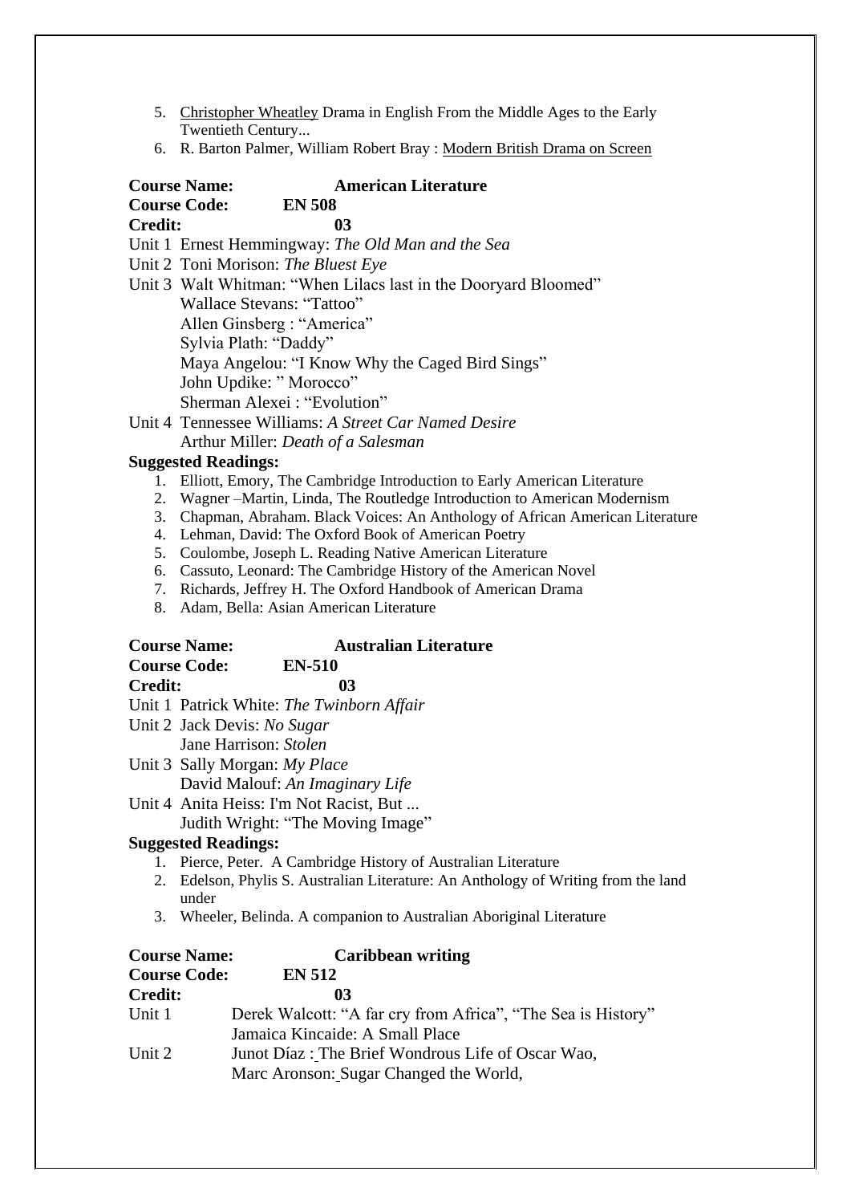5. Christopher Wheatley Drama in English From the Middle Ages to the Early Twentieth Century...
6. R. Barton Palmer, William Robert Bray : Modern British Drama on Screen

**Course Name: American Literature**
**Course Code: EN 508**
**Credit: 03**

Unit 1 Ernest Hemmingway: *The Old Man and the Sea*
Unit 2 Toni Morison: *The Bluest Eye*
Unit 3 Walt Whitman: "When Lilacs last in the Dooryard Bloomed"
Wallace Stevans: "Tattoo"
Allen Ginsberg : "America"
Sylvia Plath: "Daddy"
Maya Angelou: "I Know Why the Caged Bird Sings"
John Updike: " Morocco"
Sherman Alexei : "Evolution"
Unit 4 Tennessee Williams: *A Street Car Named Desire*
Arthur Miller: *Death of a Salesman*

**Suggested Readings:**

1. Elliott, Emory, The Cambridge Introduction to Early American Literature
2. Wagner –Martin, Linda, The Routledge Introduction to American Modernism
3. Chapman, Abraham. Black Voices: An Anthology of African American Literature
4. Lehman, David: The Oxford Book of American Poetry
5. Coulombe, Joseph L. Reading Native American Literature
6. Cassuto, Leonard: The Cambridge History of the American Novel
7. Richards, Jeffrey H. The Oxford Handbook of American Drama
8. Adam, Bella: Asian American Literature

**Course Name: Australian Literature**
**Course Code: EN-510**
**Credit: 03**

Unit 1 Patrick White: *The Twinborn Affair*
Unit 2 Jack Devis: *No Sugar*
Jane Harrison: *Stolen*
Unit 3 Sally Morgan: *My Place*
David Malouf: *An Imaginary Life*
Unit 4 Anita Heiss: I'm Not Racist, But ...
Judith Wright: "The Moving Image"

**Suggested Readings:**

1. Pierce, Peter. A Cambridge History of Australian Literature
2. Edelson, Phylis S. Australian Literature: An Anthology of Writing from the land under
3. Wheeler, Belinda. A companion to Australian Aboriginal Literature

**Course Name: Caribbean writing**
**Course Code: EN 512**
**Credit: 03**

Unit 1 Derek Walcott: "A far cry from Africa", "The Sea is History"
Jamaica Kincaide: A Small Place
Unit 2 Junot Díaz : The Brief Wondrous Life of Oscar Wao,
Marc Aronson: Sugar Changed the World,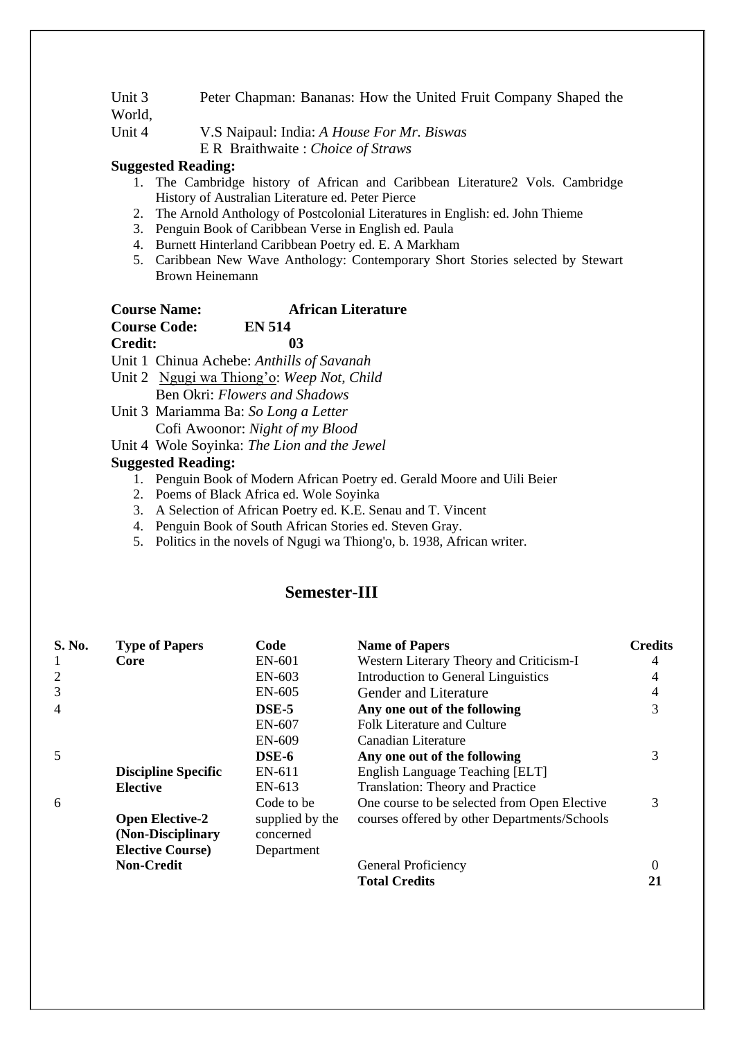Unit 3 Peter Chapman: Bananas: How the United Fruit Company Shaped the World,

Unit 4 V.S Naipaul: India: *A House For Mr. Biswas*
E R Braithwaite : *Choice of Straws*

**Suggested Reading:**

1. The Cambridge history of African and Caribbean Literature2 Vols. Cambridge History of Australian Literature ed. Peter Pierce
2. The Arnold Anthology of Postcolonial Literatures in English: ed. John Thieme
3. Penguin Book of Caribbean Verse in English ed. Paula
4. Burnett Hinterland Caribbean Poetry ed. E. A Markham
5. Caribbean New Wave Anthology: Contemporary Short Stories selected by Stewart Brown Heinemann

**Course Name: African Literature**
**Course Code: EN 514**
**Credit: 03**

Unit 1 Chinua Achebe: *Anthills of Savanah*

Unit 2 Ngugi wa Thiong'o: *Weep Not, Child*
Ben Okri: *Flowers and Shadows*

Unit 3 Mariamma Ba: *So Long a Letter*
Cofi Awoonor: *Night of my Blood*

Unit 4 Wole Soyinka: *The Lion and the Jewel*

**Suggested Reading:**

1. Penguin Book of Modern African Poetry ed. Gerald Moore and Uili Beier
2. Poems of Black Africa ed. Wole Soyinka
3. A Selection of African Poetry ed. K.E. Senau and T. Vincent
4. Penguin Book of South African Stories ed. Steven Gray.
5. Politics in the novels of Ngugi wa Thiong'o, b. 1938, African writer.

## Semester-III

| S. No. | Type of Papers | Code | Name of Papers | Credits |
|---|---|---|---|---|
| 1 | **Core** | EN-601 | Western Literary Theory and Criticism-I | 4 |
| 2 | | EN-603 | Introduction to General Linguistics | 4 |
| 3 | | EN-605 | Gender and Literature | 4 |
| 4 | | **DSE-5** | **Any one out of the following** | 3 |
| | | EN-607 | Folk Literature and Culture | |
| | | EN-609 | Canadian Literature | |
| 5 | | **DSE-6** | **Any one out of the following** | 3 |
| | **Discipline Specific Elective** | EN-611 | English Language Teaching [ELT] | |
| | | EN-613 | Translation: Theory and Practice | |
| 6 | **Open Elective-2 (Non-Disciplinary Elective Course)** | Code to be supplied by the concerned Department | One course to be selected from Open Elective courses offered by other Departments/Schools | 3 |
| | **Non-Credit** | | General Proficiency | 0 |
| | | | **Total Credits** | **21** |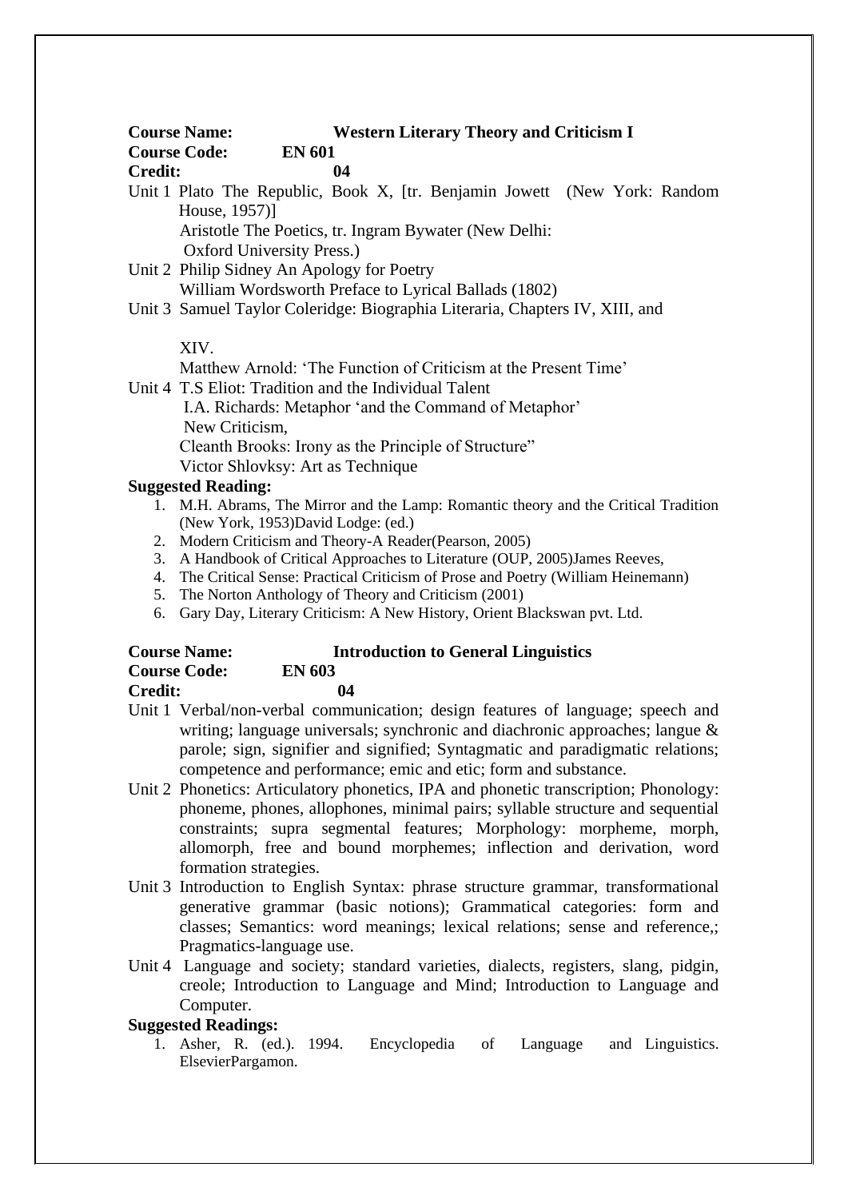**Course Name:** **Western Literary Theory and Criticism I**
**Course Code:** **EN 601**
**Credit:** **04**

Unit 1 Plato The Republic, Book X, [tr. Benjamin Jowett (New York: Random House, 1957)]
Aristotle The Poetics, tr. Ingram Bywater (New Delhi: Oxford University Press.)

Unit 2 Philip Sidney An Apology for Poetry
William Wordsworth Preface to Lyrical Ballads (1802)

Unit 3 Samuel Taylor Coleridge: Biographia Literaria, Chapters IV, XIII, and XIV.
Matthew Arnold: 'The Function of Criticism at the Present Time'

Unit 4 T.S Eliot: Tradition and the Individual Talent
I.A. Richards: Metaphor 'and the Command of Metaphor'
New Criticism,
Cleanth Brooks: Irony as the Principle of Structure"
Victor Shlovksy: Art as Technique

**Suggested Reading:**

1. M.H. Abrams, The Mirror and the Lamp: Romantic theory and the Critical Tradition (New York, 1953)David Lodge: (ed.)
2. Modern Criticism and Theory-A Reader(Pearson, 2005)
3. A Handbook of Critical Approaches to Literature (OUP, 2005)James Reeves,
4. The Critical Sense: Practical Criticism of Prose and Poetry (William Heinemann)
5. The Norton Anthology of Theory and Criticism (2001)
6. Gary Day, Literary Criticism: A New History, Orient Blackswan pvt. Ltd.

**Course Name:** **Introduction to General Linguistics**
**Course Code:** **EN 603**
**Credit:** **04**

Unit 1 Verbal/non-verbal communication; design features of language; speech and writing; language universals; synchronic and diachronic approaches; langue & parole; sign, signifier and signified; Syntagmatic and paradigmatic relations; competence and performance; emic and etic; form and substance.

Unit 2 Phonetics: Articulatory phonetics, IPA and phonetic transcription; Phonology: phoneme, phones, allophones, minimal pairs; syllable structure and sequential constraints; supra segmental features; Morphology: morpheme, morph, allomorph, free and bound morphemes; inflection and derivation, word formation strategies.

Unit 3 Introduction to English Syntax: phrase structure grammar, transformational generative grammar (basic notions); Grammatical categories: form and classes; Semantics: word meanings; lexical relations; sense and reference,; Pragmatics-language use.

Unit 4 Language and society; standard varieties, dialects, registers, slang, pidgin, creole; Introduction to Language and Mind; Introduction to Language and Computer.

**Suggested Readings:**

1. Asher, R. (ed.). 1994. Encyclopedia of Language and Linguistics. ElsevierPargamon.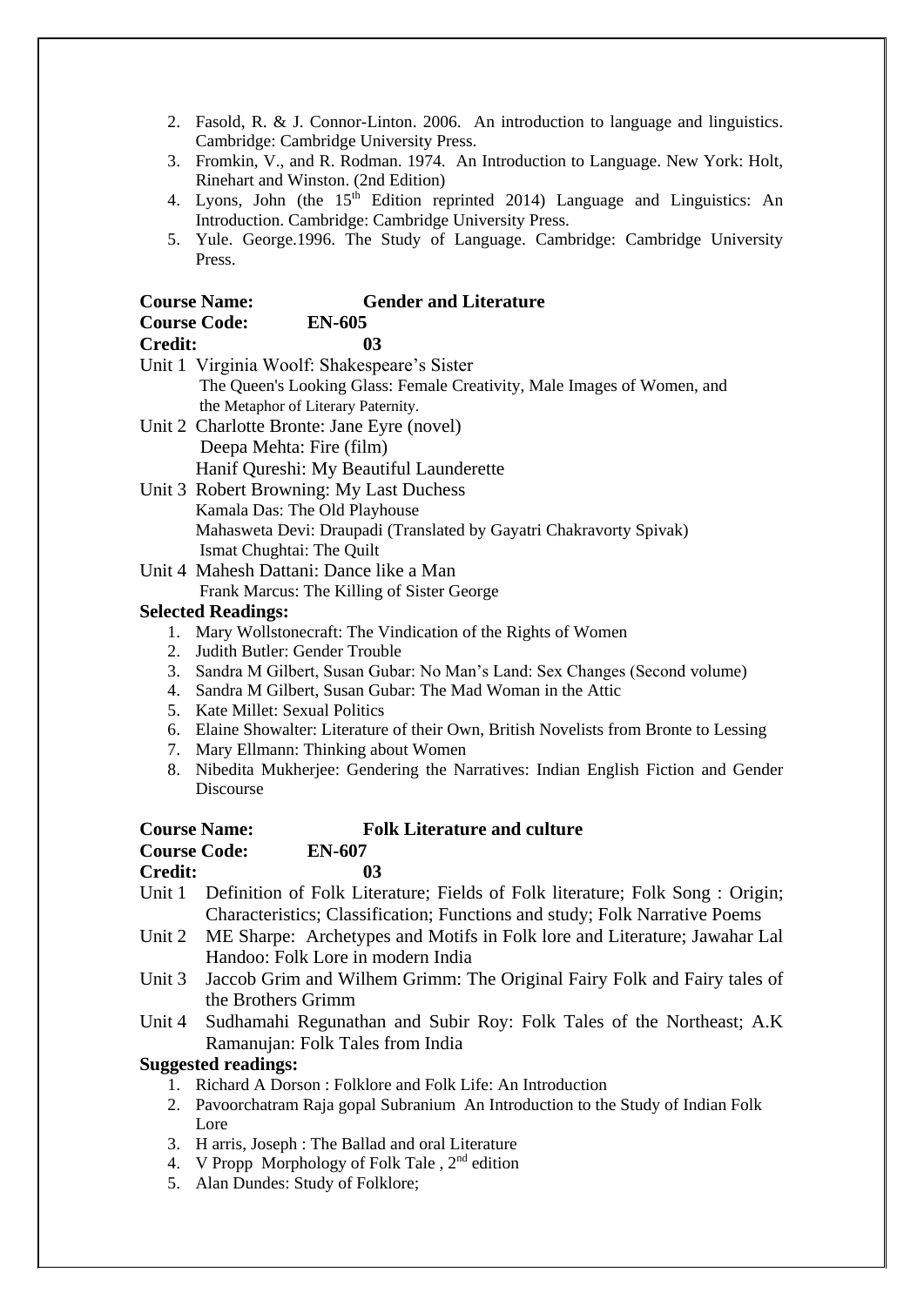2. Fasold, R. & J. Connor-Linton. 2006. An introduction to language and linguistics. Cambridge: Cambridge University Press.
3. Fromkin, V., and R. Rodman. 1974. An Introduction to Language. New York: Holt, Rinehart and Winston. (2nd Edition)
4. Lyons, John (the 15th Edition reprinted 2014) Language and Linguistics: An Introduction. Cambridge: Cambridge University Press.
5. Yule. George.1996. The Study of Language. Cambridge: Cambridge University Press.

**Course Name: Gender and Literature**
**Course Code: EN-605**
**Credit: 03**

Unit 1 Virginia Woolf: Shakespeare's Sister
The Queen's Looking Glass: Female Creativity, Male Images of Women, and the Metaphor of Literary Paternity.

Unit 2 Charlotte Bronte: Jane Eyre (novel)
Deepa Mehta: Fire (film)
Hanif Qureshi: My Beautiful Launderette

Unit 3 Robert Browning: My Last Duchess
Kamala Das: The Old Playhouse
Mahasweta Devi: Draupadi (Translated by Gayatri Chakravorty Spivak)
Ismat Chughtai: The Quilt

Unit 4 Mahesh Dattani: Dance like a Man
Frank Marcus: The Killing of Sister George

**Selected Readings:**

1. Mary Wollstonecraft: The Vindication of the Rights of Women
2. Judith Butler: Gender Trouble
3. Sandra M Gilbert, Susan Gubar: No Man's Land: Sex Changes (Second volume)
4. Sandra M Gilbert, Susan Gubar: The Mad Woman in the Attic
5. Kate Millet: Sexual Politics
6. Elaine Showalter: Literature of their Own, British Novelists from Bronte to Lessing
7. Mary Ellmann: Thinking about Women
8. Nibedita Mukherjee: Gendering the Narratives: Indian English Fiction and Gender Discourse

**Course Name: Folk Literature and culture**
**Course Code: EN-607**
**Credit: 03**

Unit 1 Definition of Folk Literature; Fields of Folk literature; Folk Song : Origin; Characteristics; Classification; Functions and study; Folk Narrative Poems

Unit 2 ME Sharpe: Archetypes and Motifs in Folk lore and Literature; Jawahar Lal Handoo: Folk Lore in modern India

Unit 3 Jaccob Grim and Wilhem Grimm: The Original Fairy Folk and Fairy tales of the Brothers Grimm

Unit 4 Sudhamahi Regunathan and Subir Roy: Folk Tales of the Northeast; A.K Ramanujan: Folk Tales from India

**Suggested readings:**

1. Richard A Dorson : Folklore and Folk Life: An Introduction
2. Pavoorchatram Raja gopal Subranium An Introduction to the Study of Indian Folk Lore
3. H arris, Joseph : The Ballad and oral Literature
4. V Propp Morphology of Folk Tale , 2nd edition
5. Alan Dundes: Study of Folklore;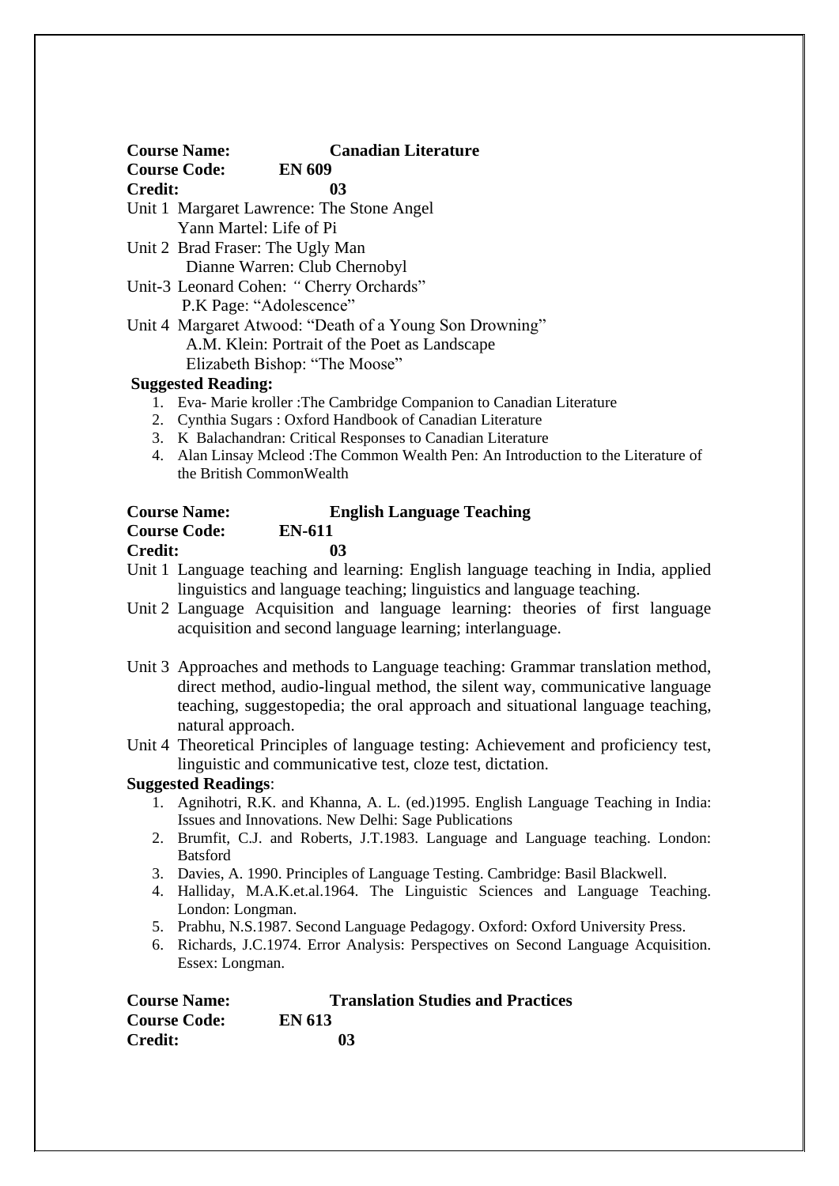**Course Name:** **Canadian Literature**
**Course Code:** **EN 609**
**Credit:** **03**

Unit 1 Margaret Lawrence: The Stone Angel
Yann Martel: Life of Pi

Unit 2 Brad Fraser: The Ugly Man
Dianne Warren: Club Chernobyl

Unit-3 Leonard Cohen: *"* Cherry Orchards"
P.K Page: "Adolescence"

Unit 4 Margaret Atwood: "Death of a Young Son Drowning"
A.M. Klein: Portrait of the Poet as Landscape
Elizabeth Bishop: "The Moose"

**Suggested Reading:**

1. Eva- Marie kroller :The Cambridge Companion to Canadian Literature
2. Cynthia Sugars : Oxford Handbook of Canadian Literature
3. K Balachandran: Critical Responses to Canadian Literature
4. Alan Linsay Mcleod :The Common Wealth Pen: An Introduction to the Literature of the British CommonWealth

**Course Name:** **English Language Teaching**
**Course Code:** **EN-611**
**Credit:** **03**

Unit 1 Language teaching and learning: English language teaching in India, applied linguistics and language teaching; linguistics and language teaching.

Unit 2 Language Acquisition and language learning: theories of first language acquisition and second language learning; interlanguage.

Unit 3 Approaches and methods to Language teaching: Grammar translation method, direct method, audio-lingual method, the silent way, communicative language teaching, suggestopedia; the oral approach and situational language teaching, natural approach.

Unit 4 Theoretical Principles of language testing: Achievement and proficiency test, linguistic and communicative test, cloze test, dictation.

**Suggested Readings**:

1. Agnihotri, R.K. and Khanna, A. L. (ed.)1995. English Language Teaching in India: Issues and Innovations. New Delhi: Sage Publications
2. Brumfit, C.J. and Roberts, J.T.1983. Language and Language teaching. London: Batsford
3. Davies, A. 1990. Principles of Language Testing. Cambridge: Basil Blackwell.
4. Halliday, M.A.K.et.al.1964. The Linguistic Sciences and Language Teaching. London: Longman.
5. Prabhu, N.S.1987. Second Language Pedagogy. Oxford: Oxford University Press.
6. Richards, J.C.1974. Error Analysis: Perspectives on Second Language Acquisition. Essex: Longman.

**Course Name:** **Translation Studies and Practices**
**Course Code:** **EN 613**
**Credit:** **03**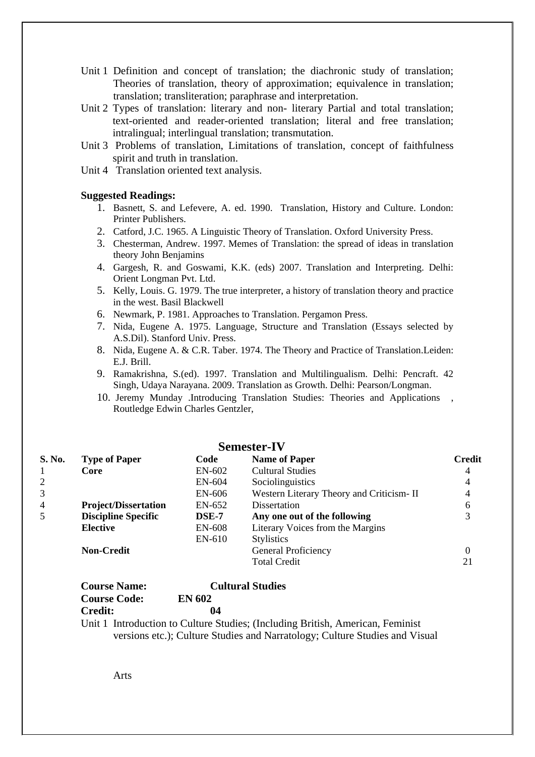Unit 1 Definition and concept of translation; the diachronic study of translation; Theories of translation, theory of approximation; equivalence in translation; translation; transliteration; paraphrase and interpretation.

Unit 2 Types of translation: literary and non- literary Partial and total translation; text-oriented and reader-oriented translation; literal and free translation; intralingual; interlingual translation; transmutation.

Unit 3 Problems of translation, Limitations of translation, concept of faithfulness spirit and truth in translation.

Unit 4 Translation oriented text analysis.

**Suggested Readings:**

1. Basnett, S. and Lefevere, A. ed. 1990. Translation, History and Culture. London: Printer Publishers.
2. Catford, J.C. 1965. A Linguistic Theory of Translation. Oxford University Press.
3. Chesterman, Andrew. 1997. Memes of Translation: the spread of ideas in translation theory John Benjamins
4. Gargesh, R. and Goswami, K.K. (eds) 2007. Translation and Interpreting. Delhi: Orient Longman Pvt. Ltd.
5. Kelly, Louis. G. 1979. The true interpreter, a history of translation theory and practice in the west. Basil Blackwell
6. Newmark, P. 1981. Approaches to Translation. Pergamon Press.
7. Nida, Eugene A. 1975. Language, Structure and Translation (Essays selected by A.S.Dil). Stanford Univ. Press.
8. Nida, Eugene A. & C.R. Taber. 1974. The Theory and Practice of Translation.Leiden: E.J. Brill.
9. Ramakrishna, S.(ed). 1997. Translation and Multilingualism. Delhi: Pencraft. 42 Singh, Udaya Narayana. 2009. Translation as Growth. Delhi: Pearson/Longman.
10. Jeremy Munday .Introducing Translation Studies: Theories and Applications , Routledge Edwin Charles Gentzler,

## Semester-IV

| S. No. | Type of Paper | Code | Name of Paper | Credit |
|---|---|---|---|---|
| 1 | **Core** | EN-602 | Cultural Studies | 4 |
| 2 | | EN-604 | Sociolinguistics | 4 |
| 3 | | EN-606 | Western Literary Theory and Criticism- II | 4 |
| 4 | **Project/Dissertation** | EN-652 | Dissertation | 6 |
| 5 | **Discipline Specific** | **DSE-7** | **Any one out of the following** | 3 |
| | **Elective** | EN-608 | Literary Voices from the Margins | |
| | | EN-610 | Stylistics | |
| | **Non-Credit** | | General Proficiency | 0 |
| | | | Total Credit | 21 |

**Course Name:** **Cultural Studies**
**Course Code:** **EN 602**
**Credit:** **04**

Unit 1 Introduction to Culture Studies; (Including British, American, Feminist versions etc.); Culture Studies and Narratology; Culture Studies and Visual Arts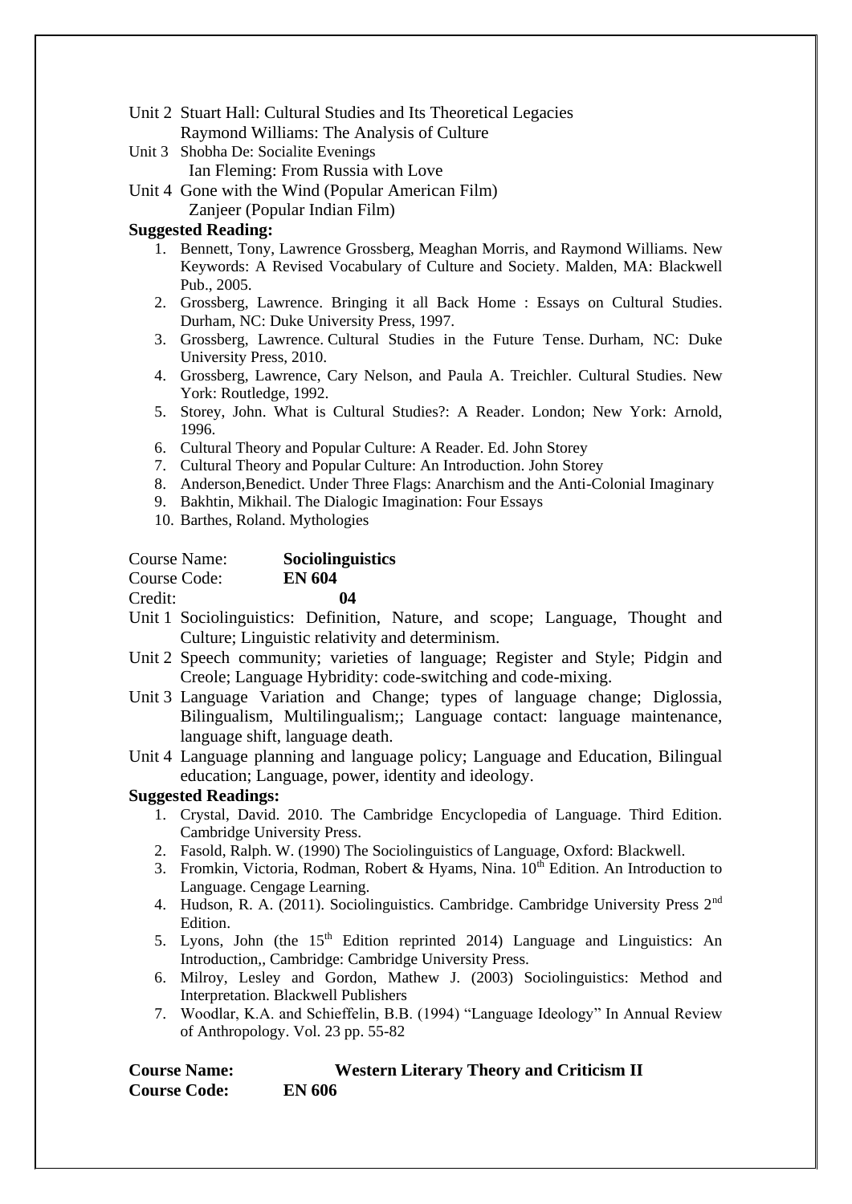Unit 2 Stuart Hall: Cultural Studies and Its Theoretical Legacies
Raymond Williams: The Analysis of Culture

Unit 3 Shobha De: Socialite Evenings
Ian Fleming: From Russia with Love

Unit 4 Gone with the Wind (Popular American Film)
Zanjeer (Popular Indian Film)

**Suggested Reading:**

1. Bennett, Tony, Lawrence Grossberg, Meaghan Morris, and Raymond Williams. New Keywords: A Revised Vocabulary of Culture and Society. Malden, MA: Blackwell Pub., 2005.
2. Grossberg, Lawrence. Bringing it all Back Home : Essays on Cultural Studies. Durham, NC: Duke University Press, 1997.
3. Grossberg, Lawrence. Cultural Studies in the Future Tense. Durham, NC: Duke University Press, 2010.
4. Grossberg, Lawrence, Cary Nelson, and Paula A. Treichler. Cultural Studies. New York: Routledge, 1992.
5. Storey, John. What is Cultural Studies?: A Reader. London; New York: Arnold, 1996.
6. Cultural Theory and Popular Culture: A Reader. Ed. John Storey
7. Cultural Theory and Popular Culture: An Introduction. John Storey
8. Anderson,Benedict. Under Three Flags: Anarchism and the Anti-Colonial Imaginary
9. Bakhtin, Mikhail. The Dialogic Imagination: Four Essays
10. Barthes, Roland. Mythologies

Course Name: **Sociolinguistics**
Course Code: **EN 604**
Credit: **04**

Unit 1 Sociolinguistics: Definition, Nature, and scope; Language, Thought and Culture; Linguistic relativity and determinism.

Unit 2 Speech community; varieties of language; Register and Style; Pidgin and Creole; Language Hybridity: code-switching and code-mixing.

Unit 3 Language Variation and Change; types of language change; Diglossia, Bilingualism, Multilingualism;; Language contact: language maintenance, language shift, language death.

Unit 4 Language planning and language policy; Language and Education, Bilingual education; Language, power, identity and ideology.

**Suggested Readings:**

1. Crystal, David. 2010. The Cambridge Encyclopedia of Language. Third Edition. Cambridge University Press.
2. Fasold, Ralph. W. (1990) The Sociolinguistics of Language, Oxford: Blackwell.
3. Fromkin, Victoria, Rodman, Robert & Hyams, Nina. 10th Edition. An Introduction to Language. Cengage Learning.
4. Hudson, R. A. (2011). Sociolinguistics. Cambridge. Cambridge University Press 2nd Edition.
5. Lyons, John (the 15th Edition reprinted 2014) Language and Linguistics: An Introduction,, Cambridge: Cambridge University Press.
6. Milroy, Lesley and Gordon, Mathew J. (2003) Sociolinguistics: Method and Interpretation. Blackwell Publishers
7. Woodlar, K.A. and Schieffelin, B.B. (1994) "Language Ideology" In Annual Review of Anthropology. Vol. 23 pp. 55-82

**Course Name: Western Literary Theory and Criticism II**
**Course Code: EN 606**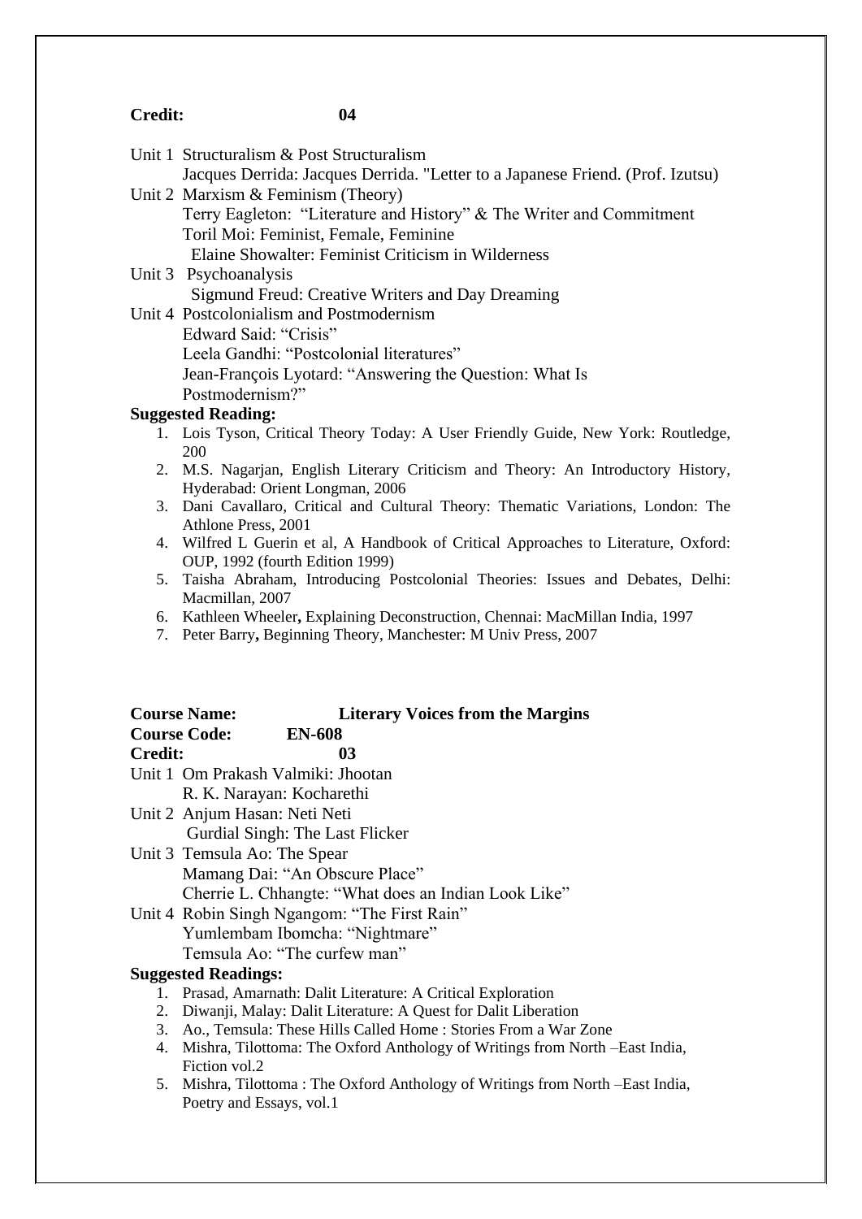**Credit:** **04**

Unit 1 Structuralism & Post Structuralism
Jacques Derrida: Jacques Derrida. "Letter to a Japanese Friend. (Prof. Izutsu)

Unit 2 Marxism & Feminism (Theory)
Terry Eagleton: "Literature and History" & The Writer and Commitment
Toril Moi: Feminist, Female, Feminine
Elaine Showalter: Feminist Criticism in Wilderness

Unit 3 Psychoanalysis
Sigmund Freud: Creative Writers and Day Dreaming

Unit 4 Postcolonialism and Postmodernism
Edward Said: "Crisis"
Leela Gandhi: "Postcolonial literatures"
Jean-François Lyotard: "Answering the Question: What Is Postmodernism?"

**Suggested Reading:**

1. Lois Tyson, Critical Theory Today: A User Friendly Guide, New York: Routledge, 200
2. M.S. Nagarjan, English Literary Criticism and Theory: An Introductory History, Hyderabad: Orient Longman, 2006
3. Dani Cavallaro, Critical and Cultural Theory: Thematic Variations, London: The Athlone Press, 2001
4. Wilfred L Guerin et al, A Handbook of Critical Approaches to Literature, Oxford: OUP, 1992 (fourth Edition 1999)
5. Taisha Abraham, Introducing Postcolonial Theories: Issues and Debates, Delhi: Macmillan, 2007
6. Kathleen Wheeler**,** Explaining Deconstruction, Chennai: MacMillan India, 1997
7. Peter Barry**,** Beginning Theory, Manchester: M Univ Press, 2007

**Course Name:** **Literary Voices from the Margins**
**Course Code:** **EN-608**
**Credit:** **03**

Unit 1 Om Prakash Valmiki: Jhootan
R. K. Narayan: Kocharethi

Unit 2 Anjum Hasan: Neti Neti
Gurdial Singh: The Last Flicker

Unit 3 Temsula Ao: The Spear
Mamang Dai: "An Obscure Place"
Cherrie L. Chhangte: "What does an Indian Look Like"

Unit 4 Robin Singh Ngangom: "The First Rain"
Yumlembam Ibomcha: "Nightmare"
Temsula Ao: "The curfew man"

**Suggested Readings:**

1. Prasad, Amarnath: Dalit Literature: A Critical Exploration
2. Diwanji, Malay: Dalit Literature: A Quest for Dalit Liberation
3. Ao., Temsula: These Hills Called Home : Stories From a War Zone
4. Mishra, Tilottoma: The Oxford Anthology of Writings from North –East India, Fiction vol.2
5. Mishra, Tilottoma : The Oxford Anthology of Writings from North –East India, Poetry and Essays, vol.1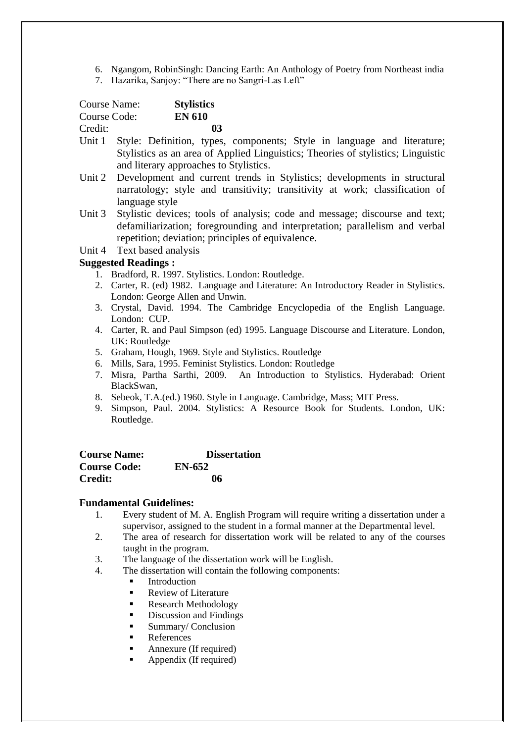6. Ngangom, RobinSingh: Dancing Earth: An Anthology of Poetry from Northeast india
7. Hazarika, Sanjoy: "There are no Sangri-Las Left"

Course Name: **Stylistics**
Course Code: **EN 610**
Credit: **03**

Unit 1 Style: Definition, types, components; Style in language and literature; Stylistics as an area of Applied Linguistics; Theories of stylistics; Linguistic and literary approaches to Stylistics.

Unit 2 Development and current trends in Stylistics; developments in structural narratology; style and transitivity; transitivity at work; classification of language style

Unit 3 Stylistic devices; tools of analysis; code and message; discourse and text; defamiliarization; foregrounding and interpretation; parallelism and verbal repetition; deviation; principles of equivalence.

Unit 4 Text based analysis

**Suggested Readings :**

1. Bradford, R. 1997. Stylistics. London: Routledge.
2. Carter, R. (ed) 1982. Language and Literature: An Introductory Reader in Stylistics. London: George Allen and Unwin.
3. Crystal, David. 1994. The Cambridge Encyclopedia of the English Language. London: CUP.
4. Carter, R. and Paul Simpson (ed) 1995. Language Discourse and Literature. London, UK: Routledge
5. Graham, Hough, 1969. Style and Stylistics. Routledge
6. Mills, Sara, 1995. Feminist Stylistics. London: Routledge
7. Misra, Partha Sarthi, 2009. An Introduction to Stylistics. Hyderabad: Orient BlackSwan,
8. Sebeok, T.A.(ed.) 1960. Style in Language. Cambridge, Mass; MIT Press.
9. Simpson, Paul. 2004. Stylistics: A Resource Book for Students. London, UK: Routledge.

**Course Name: Dissertation**
**Course Code: EN-652**
**Credit: 06**

**Fundamental Guidelines:**

1. Every student of M. A. English Program will require writing a dissertation under a supervisor, assigned to the student in a formal manner at the Departmental level.
2. The area of research for dissertation work will be related to any of the courses taught in the program.
3. The language of the dissertation work will be English.
4. The dissertation will contain the following components:
   - Introduction
   - Review of Literature
   - Research Methodology
   - Discussion and Findings
   - Summary/ Conclusion
   - References
   - Annexure (If required)
   - Appendix (If required)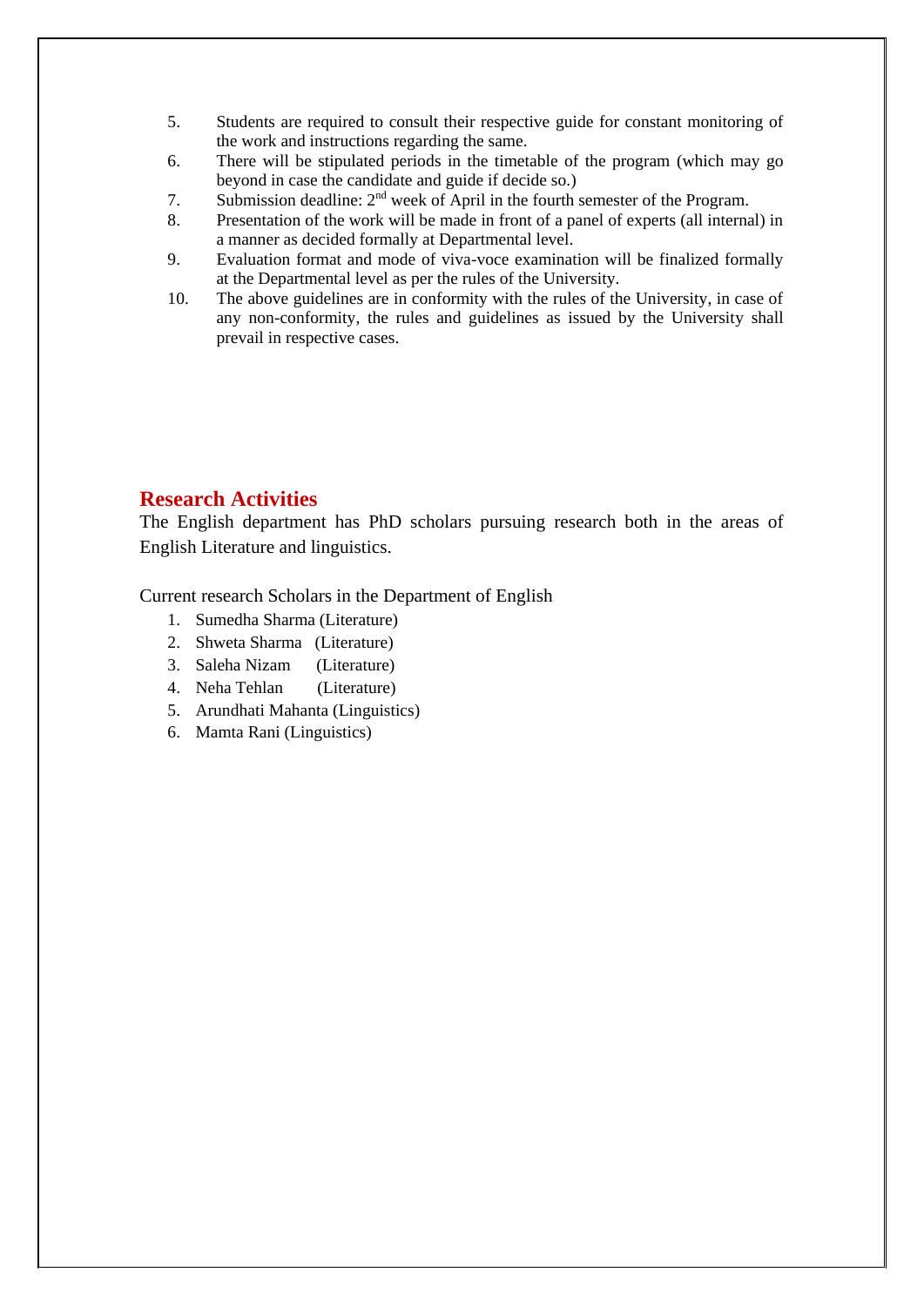5. Students are required to consult their respective guide for constant monitoring of the work and instructions regarding the same.
6. There will be stipulated periods in the timetable of the program (which may go beyond in case the candidate and guide if decide so.)
7. Submission deadline: 2nd week of April in the fourth semester of the Program.
8. Presentation of the work will be made in front of a panel of experts (all internal) in a manner as decided formally at Departmental level.
9. Evaluation format and mode of viva-voce examination will be finalized formally at the Departmental level as per the rules of the University.
10. The above guidelines are in conformity with the rules of the University, in case of any non-conformity, the rules and guidelines as issued by the University shall prevail in respective cases.

## Research Activities

The English department has PhD scholars pursuing research both in the areas of English Literature and linguistics.

Current research Scholars in the Department of English

1. Sumedha Sharma (Literature)
2. Shweta Sharma (Literature)
3. Saleha Nizam (Literature)
4. Neha Tehlan (Literature)
5. Arundhati Mahanta (Linguistics)
6. Mamta Rani (Linguistics)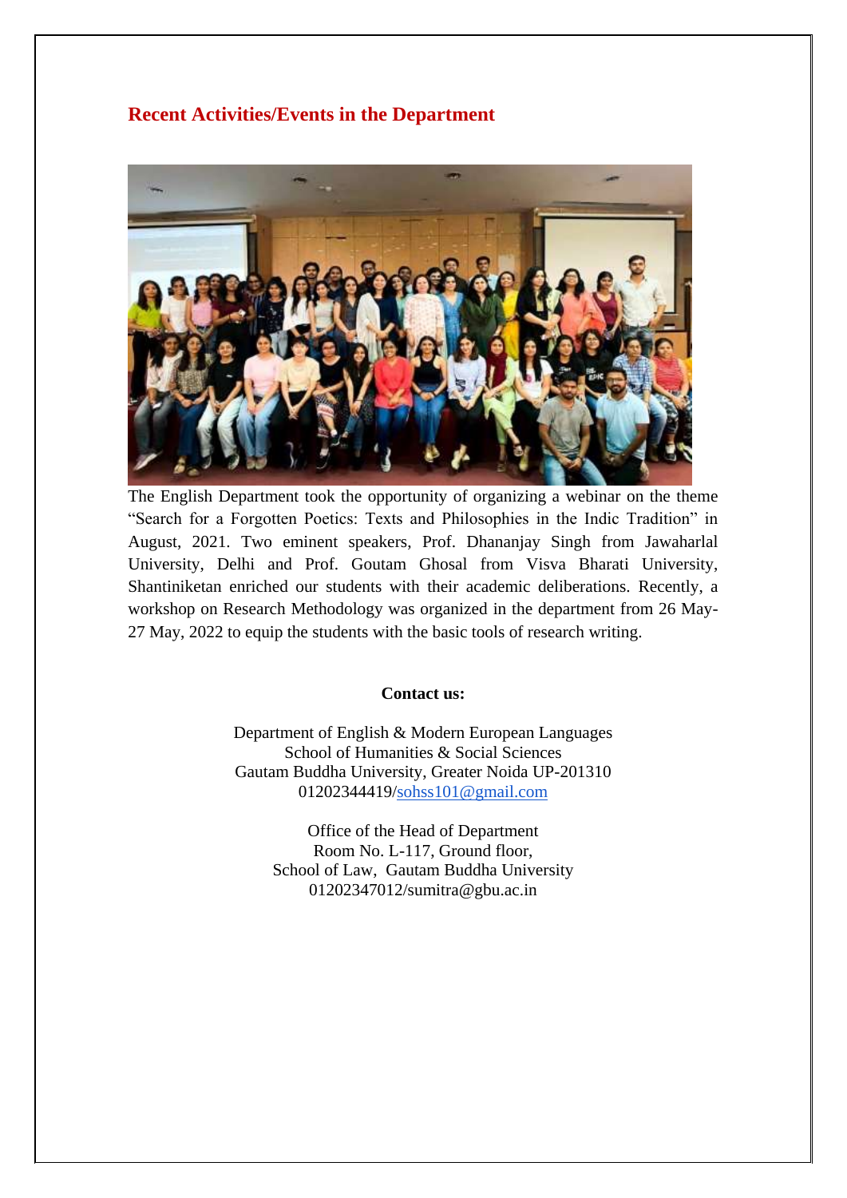## Recent Activities/Events in the Department

The English Department took the opportunity of organizing a webinar on the theme "Search for a Forgotten Poetics: Texts and Philosophies in the Indic Tradition" in August, 2021. Two eminent speakers, Prof. Dhananjay Singh from Jawaharlal University, Delhi and Prof. Goutam Ghosal from Visva Bharati University, Shantiniketan enriched our students with their academic deliberations. Recently, a workshop on Research Methodology was organized in the department from 26 May-27 May, 2022 to equip the students with the basic tools of research writing.

**Contact us:**

Department of English & Modern European Languages
School of Humanities & Social Sciences
Gautam Buddha University, Greater Noida UP-201310
01202344419/sohss101@gmail.com

Office of the Head of Department
Room No. L-117, Ground floor,
School of Law, Gautam Buddha University
01202347012/sumitra@gbu.ac.in